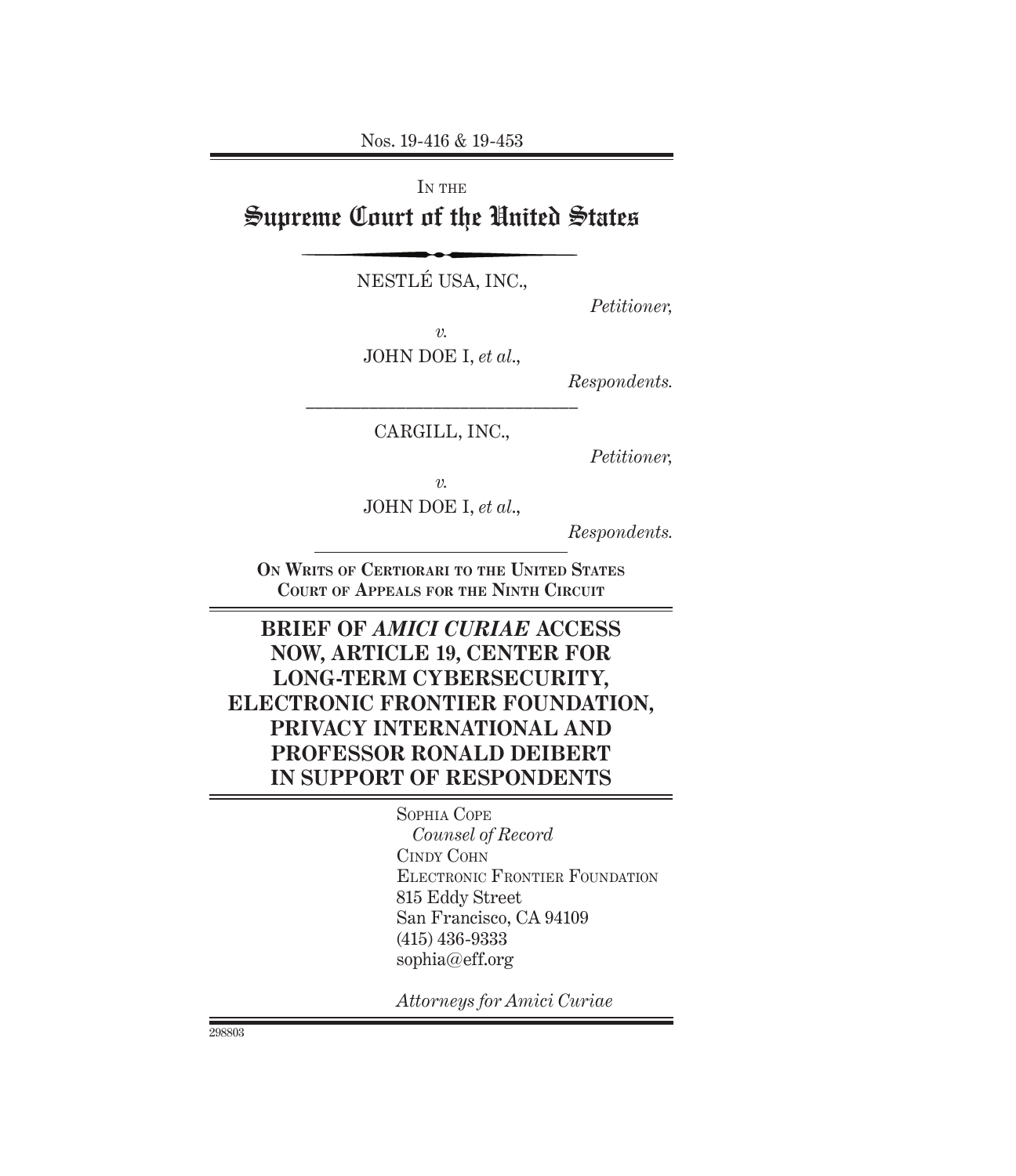Nos. 19-416 & 19-453

IN THE

# Supreme Court of the United States

NESTLÉ USA, INC.,

*Petitioner,*

*v.*

JOHN DOE I, *et al.*,

*Respondents.*

---

CARGILL, INC.,

*Petitioner,*

*v.*

JOHN DOE I, *et al.*,

*Respondents.*

---

**ON WRITS OF CERTIORARI TO THE UNITED STATES COURT OF APPEALS FOR THE NINTH CIRCUIT**

## BRIEF OF *AMICI CURIAE* ACCESS NOW, ARTICLE 19, CENTER FOR LONG-TERM CYBERSECURITY, ELECTRONIC FRONTIER FOUNDATION, PRIVACY INTERNATIONAL AND PROFESSOR RONALD DEIBERT IN SUPPORT OF RESPONDENTS

SOPHIA COPE
*Counsel of Record*
CINDY COHN
ELECTRONIC FRONTIER FOUNDATION
815 Eddy Street
San Francisco, CA 94109
(415) 436-9333
sophia@eff.org

*Attorneys for Amici Curiae*

298803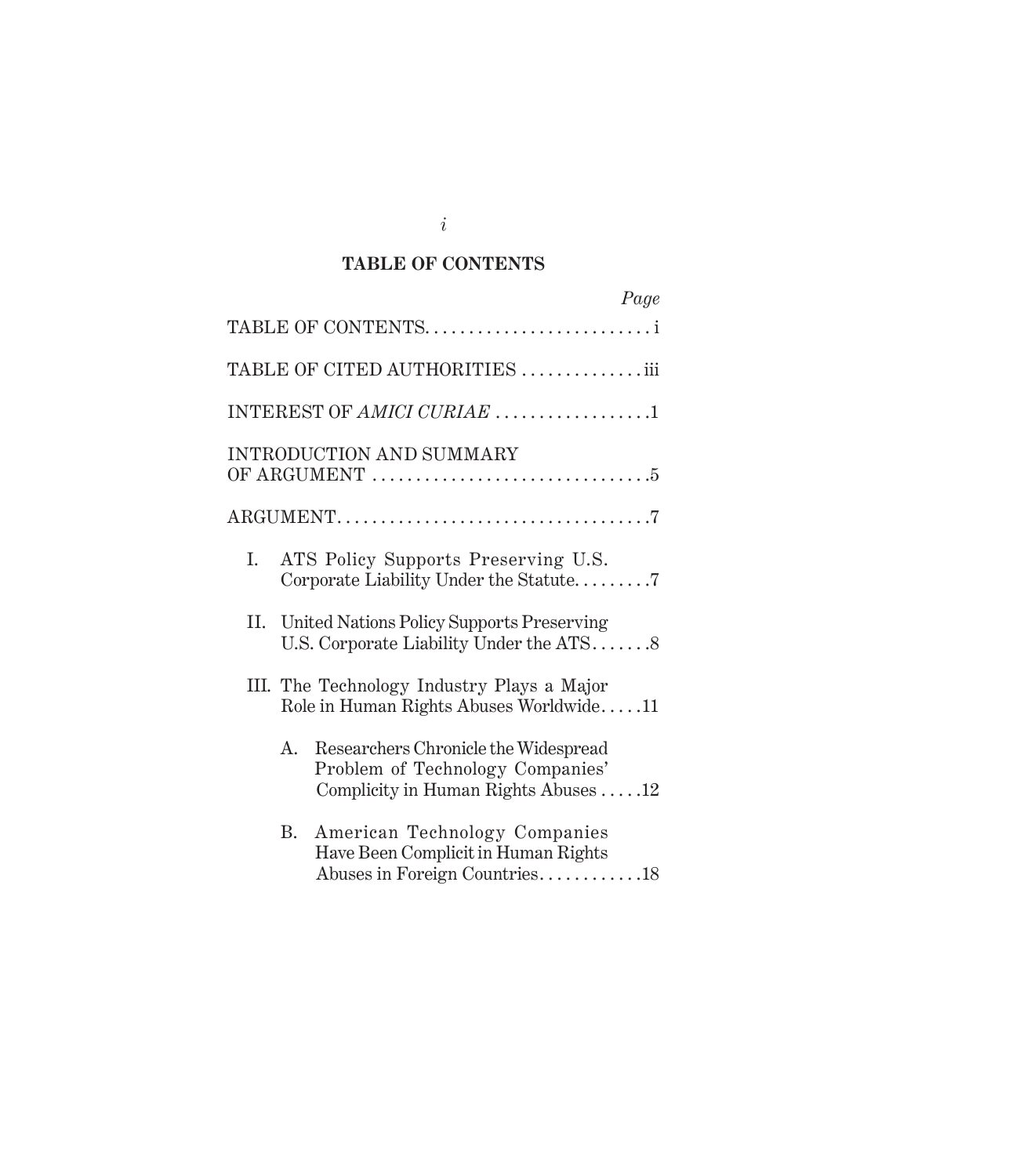## TABLE OF CONTENTS

| | Page |
|---|---|
| TABLE OF CONTENTS | i |
| TABLE OF CITED AUTHORITIES | iii |
| INTEREST OF *AMICI CURIAE* | 1 |
| INTRODUCTION AND SUMMARY OF ARGUMENT | 5 |
| ARGUMENT | 7 |
| I. ATS Policy Supports Preserving U.S. Corporate Liability Under the Statute | 7 |
| II. United Nations Policy Supports Preserving U.S. Corporate Liability Under the ATS | 8 |
| III. The Technology Industry Plays a Major Role in Human Rights Abuses Worldwide | 11 |
| A. Researchers Chronicle the Widespread Problem of Technology Companies' Complicity in Human Rights Abuses | 12 |
| B. American Technology Companies Have Been Complicit in Human Rights Abuses in Foreign Countries | 18 |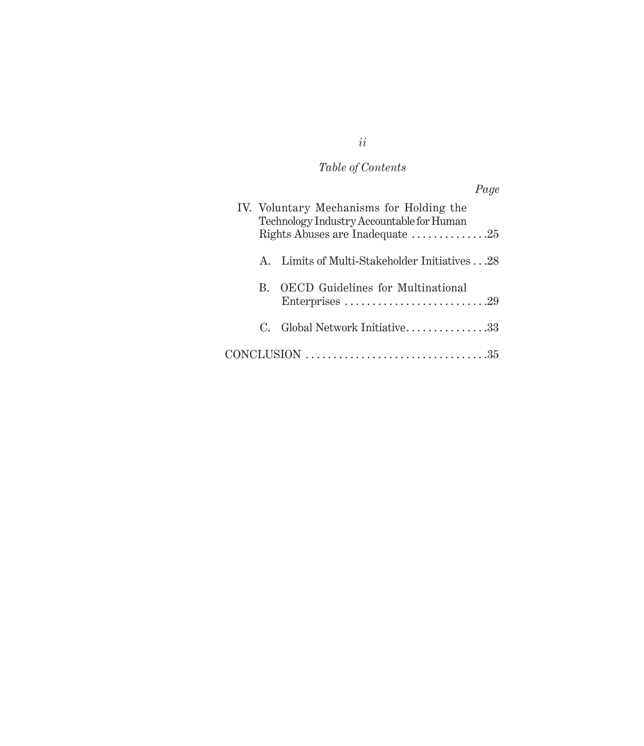*Table of Contents*

| | *Page* |
|---|---|
| IV. Voluntary Mechanisms for Holding the Technology Industry Accountable for Human Rights Abuses are Inadequate | 25 |
| A. Limits of Multi-Stakeholder Initiatives | 28 |
| B. OECD Guidelines for Multinational Enterprises | 29 |
| C. Global Network Initiative | 33 |
| CONCLUSION | 35 |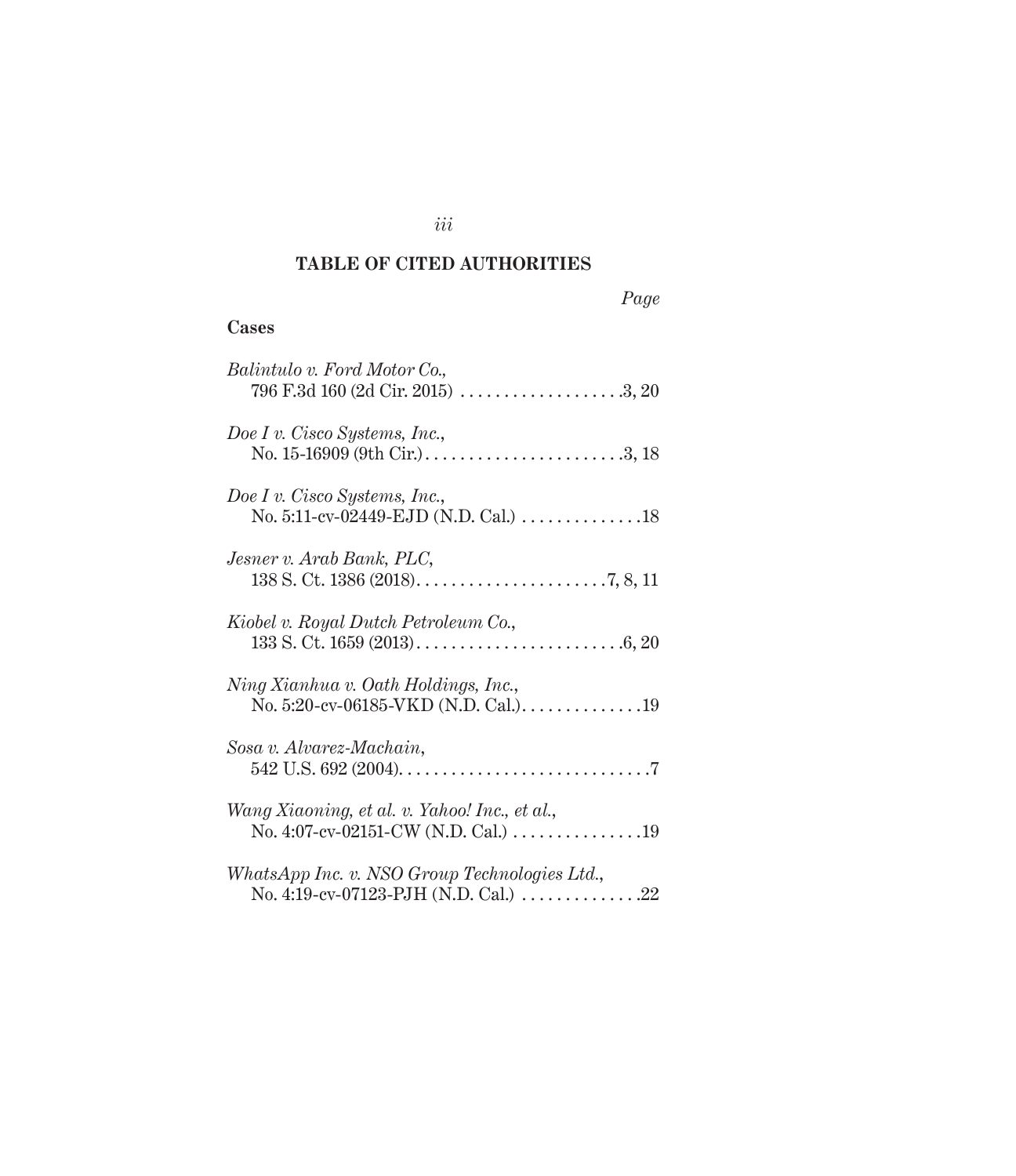## TABLE OF CITED AUTHORITIES

*Page*

### Cases

*Balintulo v. Ford Motor Co.*, 796 F.3d 160 (2d Cir. 2015) . . . . . . . . . . . . . . . . . . . 3, 20

*Doe I v. Cisco Systems, Inc.*, No. 15-16909 (9th Cir.) . . . . . . . . . . . . . . . . . . . . . . . 3, 18

*Doe I v. Cisco Systems, Inc.*, No. 5:11-cv-02449-EJD (N.D. Cal.) . . . . . . . . . . . . . . 18

*Jesner v. Arab Bank, PLC*, 138 S. Ct. 1386 (2018) . . . . . . . . . . . . . . . . . . . . . . 7, 8, 11

*Kiobel v. Royal Dutch Petroleum Co.*, 133 S. Ct. 1659 (2013) . . . . . . . . . . . . . . . . . . . . . . . . . 6, 20

*Ning Xianhua v. Oath Holdings, Inc.*, No. 5:20-cv-06185-VKD (N.D. Cal.) . . . . . . . . . . . . . . 19

*Sosa v. Alvarez-Machain*, 542 U.S. 692 (2004) . . . . . . . . . . . . . . . . . . . . . . . . . . . . . 7

*Wang Xiaoning, et al. v. Yahoo! Inc., et al.*, No. 4:07-cv-02151-CW (N.D. Cal.) . . . . . . . . . . . . . . . 19

*WhatsApp Inc. v. NSO Group Technologies Ltd.*, No. 4:19-cv-07123-PJH (N.D. Cal.) . . . . . . . . . . . . . . 22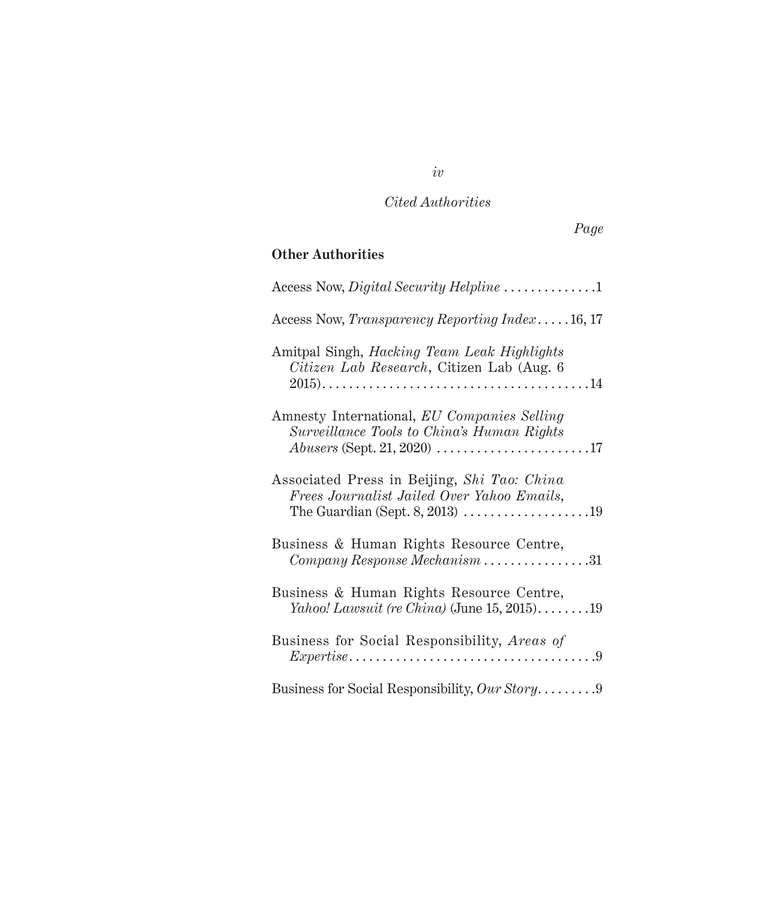*Cited Authorities*

*Page*

**Other Authorities**

Access Now, *Digital Security Helpline* .............1

Access Now, *Transparency Reporting Index*.....16, 17

Amitpal Singh, *Hacking Team Leak Highlights Citizen Lab Research*, Citizen Lab (Aug. 6 2015).......................................14

Amnesty International, *EU Companies Selling Surveillance Tools to China's Human Rights Abusers* (Sept. 21, 2020) .......................17

Associated Press in Beijing, *Shi Tao: China Frees Journalist Jailed Over Yahoo Emails*, The Guardian (Sept. 8, 2013) ...................19

Business & Human Rights Resource Centre, *Company Response Mechanism*................31

Business & Human Rights Resource Centre, *Yahoo! Lawsuit (re China)* (June 15, 2015)........19

Business for Social Responsibility, *Areas of Expertise*....................................9

Business for Social Responsibility, *Our Story*.........9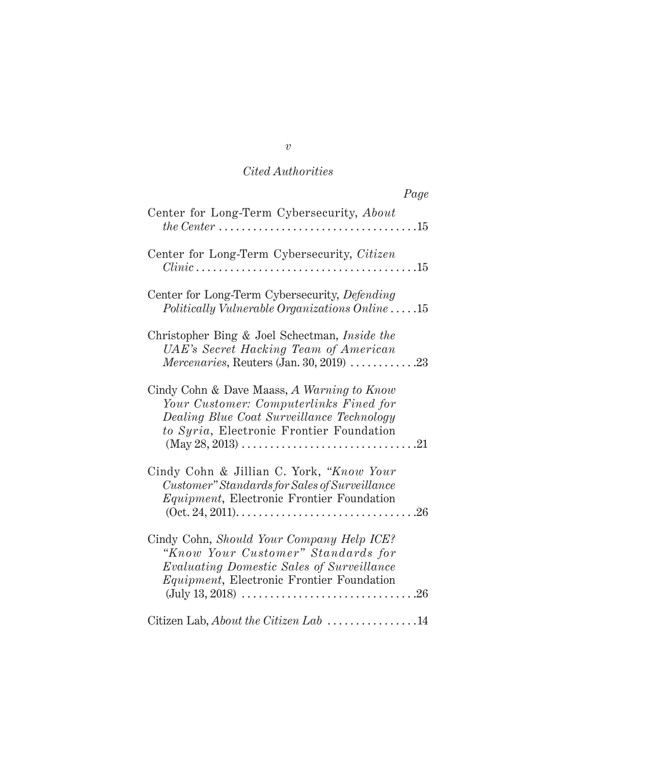*Cited Authorities*

*Page*

Center for Long-Term Cybersecurity, *About the Center* . . . . . . . . . . . . . . . . . . . . . . . . . . . . . . . . . . .15

Center for Long-Term Cybersecurity, *Citizen Clinic* . . . . . . . . . . . . . . . . . . . . . . . . . . . . . . . . . . . . . . .15

Center for Long-Term Cybersecurity, *Defending Politically Vulnerable Organizations Online* . . . . .15

Christopher Bing & Joel Schectman, *Inside the UAE's Secret Hacking Team of American Mercenaries*, Reuters (Jan. 30, 2019) . . . . . . . . . . . .23

Cindy Cohn & Dave Maass, *A Warning to Know Your Customer: Computerlinks Fined for Dealing Blue Coat Surveillance Technology to Syria*, Electronic Frontier Foundation (May 28, 2013) . . . . . . . . . . . . . . . . . . . . . . . . . . . . . . .21

Cindy Cohn & Jillian C. York, *"Know Your Customer" Standards for Sales of Surveillance Equipment*, Electronic Frontier Foundation (Oct. 24, 2011). . . . . . . . . . . . . . . . . . . . . . . . . . . . . . . .26

Cindy Cohn, *Should Your Company Help ICE? "Know Your Customer" Standards for Evaluating Domestic Sales of Surveillance Equipment*, Electronic Frontier Foundation (July 13, 2018) . . . . . . . . . . . . . . . . . . . . . . . . . . . . . . .26

Citizen Lab, *About the Citizen Lab* . . . . . . . . . . . . . . . .14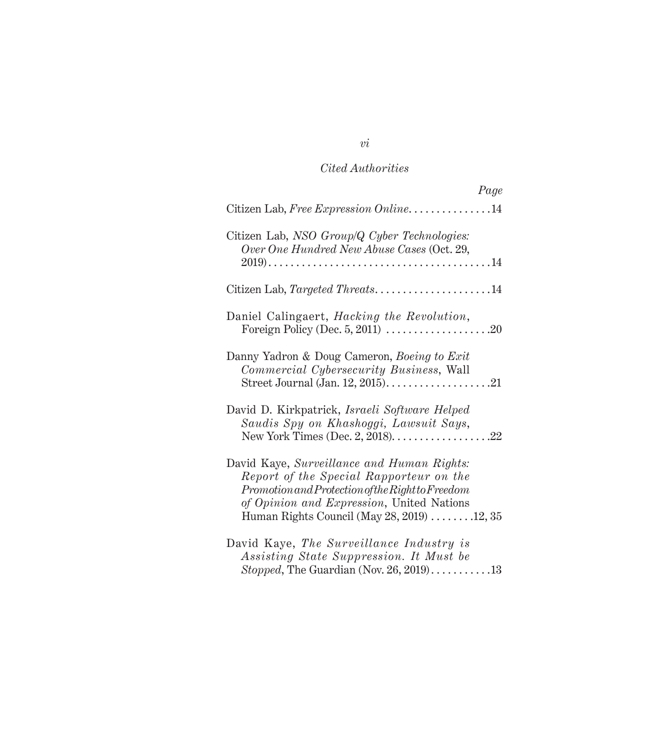*Cited Authorities*

*Page*

Citizen Lab, *Free Expression Online*. . . . . . . . . . . . . . . 14

Citizen Lab, *NSO Group/Q Cyber Technologies: Over One Hundred New Abuse Cases* (Oct. 29, 2019) . . . . . . . . . . . . . . . . . . . . . . . . . . . . . . . . . . . . . . . . 14

Citizen Lab, *Targeted Threats*. . . . . . . . . . . . . . . . . . . . . 14

Daniel Calingaert, *Hacking the Revolution*, Foreign Policy (Dec. 5, 2011) . . . . . . . . . . . . . . . . . . . 20

Danny Yadron & Doug Cameron, *Boeing to Exit Commercial Cybersecurity Business*, Wall Street Journal (Jan. 12, 2015). . . . . . . . . . . . . . . . . . . 21

David D. Kirkpatrick, *Israeli Software Helped Saudis Spy on Khashoggi, Lawsuit Says*, New York Times (Dec. 2, 2018). . . . . . . . . . . . . . . . . . 22

David Kaye, *Surveillance and Human Rights: Report of the Special Rapporteur on the Promotion and Protection of the Right to Freedom of Opinion and Expression*, United Nations Human Rights Council (May 28, 2019) . . . . . . . . 12, 35

David Kaye, *The Surveillance Industry is Assisting State Suppression. It Must be Stopped*, The Guardian (Nov. 26, 2019). . . . . . . . . . . 13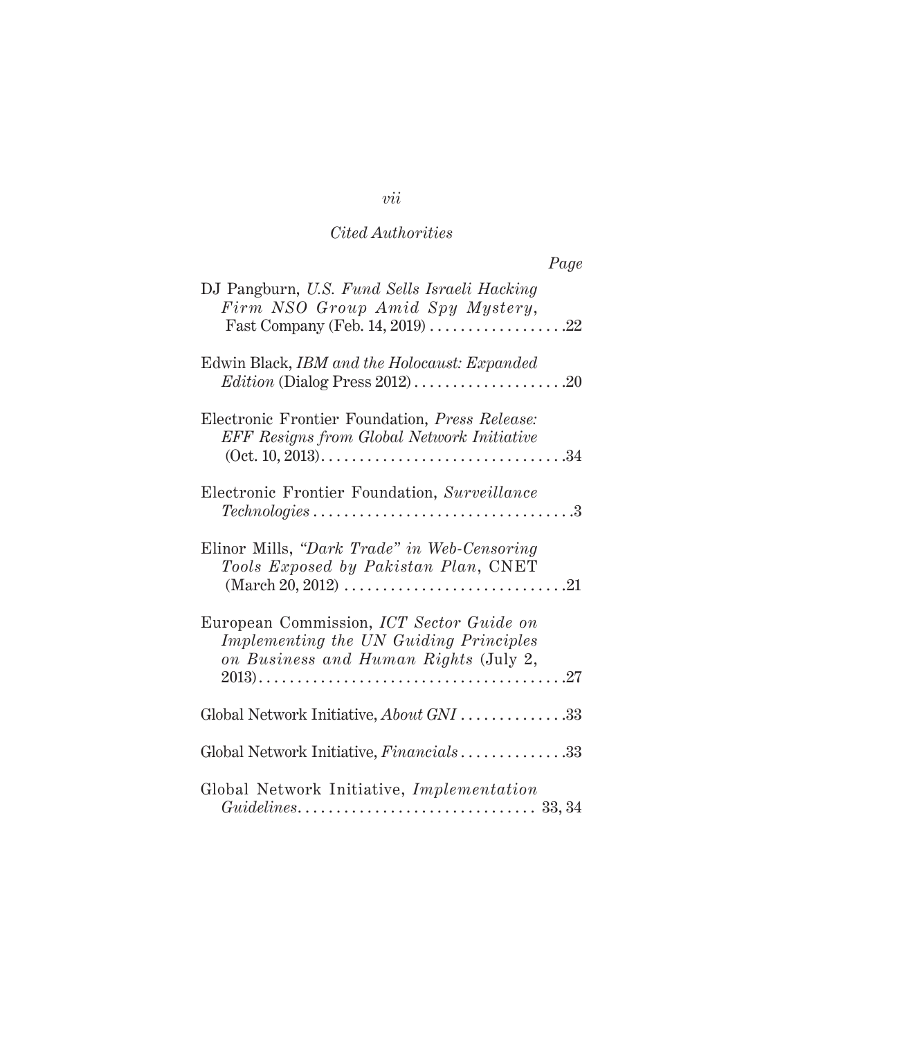*Cited Authorities*

*Page*

DJ Pangburn, *U.S. Fund Sells Israeli Hacking Firm NSO Group Amid Spy Mystery*, Fast Company (Feb. 14, 2019) . . . . . . . . . . . . . . . . . .22

Edwin Black, *IBM and the Holocaust: Expanded Edition* (Dialog Press 2012) . . . . . . . . . . . . . . . . . . . .20

Electronic Frontier Foundation, *Press Release: EFF Resigns from Global Network Initiative* (Oct. 10, 2013) . . . . . . . . . . . . . . . . . . . . . . . . . . . . . . . .34

Electronic Frontier Foundation, *Surveillance Technologies* . . . . . . . . . . . . . . . . . . . . . . . . . . . . . . . . . .3

Elinor Mills, *"Dark Trade" in Web-Censoring Tools Exposed by Pakistan Plan*, CNET (March 20, 2012) . . . . . . . . . . . . . . . . . . . . . . . . . . . . .21

European Commission, *ICT Sector Guide on Implementing the UN Guiding Principles on Business and Human Rights* (July 2, 2013) . . . . . . . . . . . . . . . . . . . . . . . . . . . . . . . . . . . . . . .27

Global Network Initiative, *About GNI* . . . . . . . . . . . . . .33

Global Network Initiative, *Financials* . . . . . . . . . . . . . .33

Global Network Initiative, *Implementation Guidelines* . . . . . . . . . . . . . . . . . . . . . . . . . . . . . . . 33, 34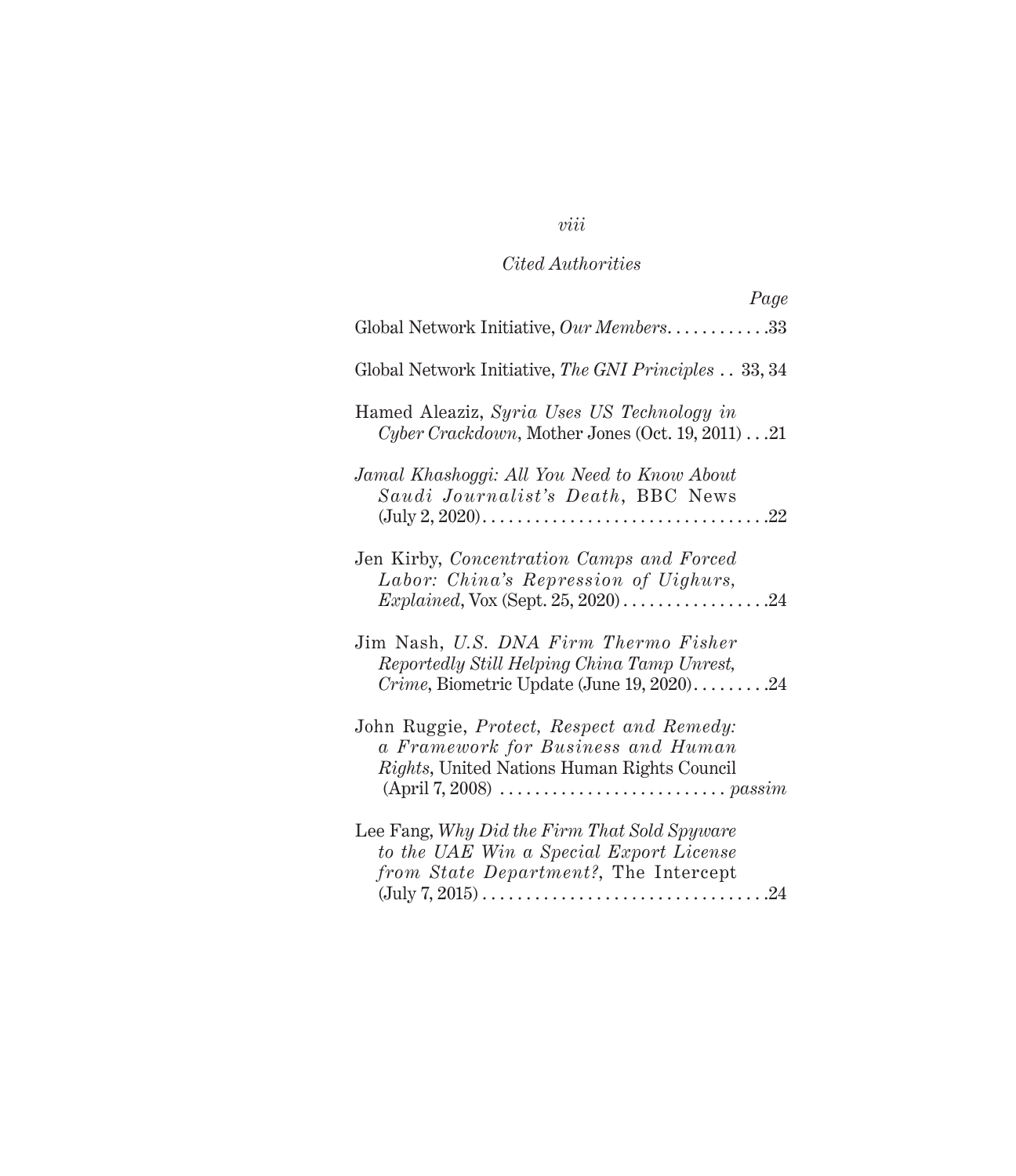*Cited Authorities*

*Page*

Global Network Initiative, *Our Members*............33

Global Network Initiative, *The GNI Principles* .. 33, 34

Hamed Aleaziz, *Syria Uses US Technology in Cyber Crackdown*, Mother Jones (Oct. 19, 2011) . . .21

*Jamal Khashoggi: All You Need to Know About Saudi Journalist's Death*, BBC News (July 2, 2020)..................................22

Jen Kirby, *Concentration Camps and Forced Labor: China's Repression of Uighurs, Explained*, Vox (Sept. 25, 2020) . . . . . . . . . . . . . . . . .24

Jim Nash, *U.S. DNA Firm Thermo Fisher Reportedly Still Helping China Tamp Unrest, Crime*, Biometric Update (June 19, 2020). . . . . . . . .24

John Ruggie, *Protect, Respect and Remedy: a Framework for Business and Human Rights*, United Nations Human Rights Council (April 7, 2008) .......................... *passim*

Lee Fang, *Why Did the Firm That Sold Spyware to the UAE Win a Special Export License from State Department?*, The Intercept (July 7, 2015) . . . . . . . . . . . . . . . . . . . . . . . . . . . . . . . . .24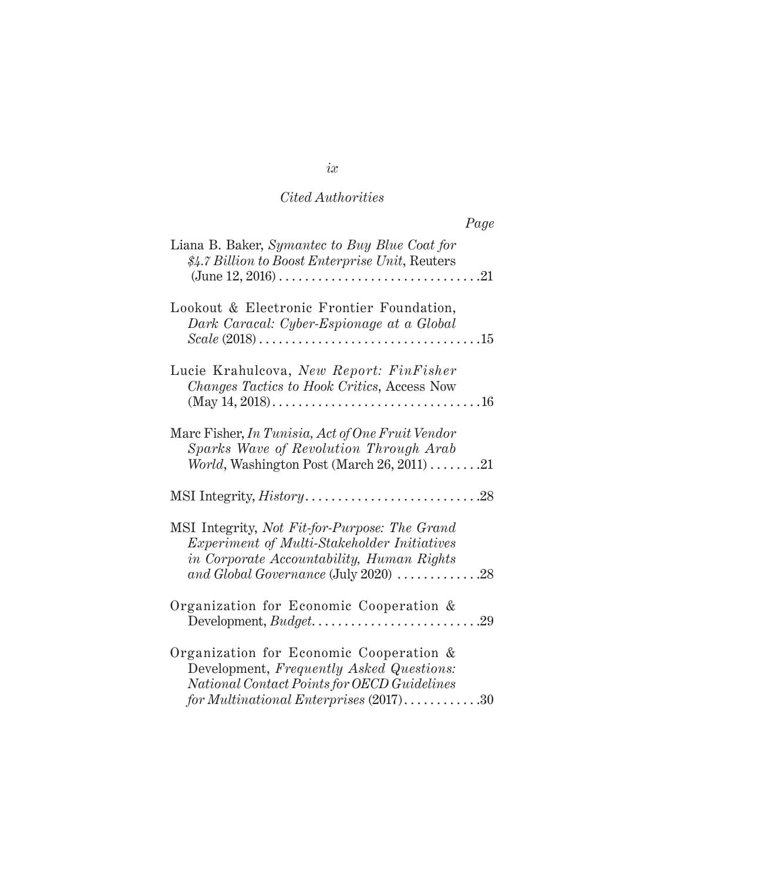*Cited Authorities*

*Page*

Liana B. Baker, *Symantec to Buy Blue Coat for $4.7 Billion to Boost Enterprise Unit*, Reuters (June 12, 2016) . . . . . . . . . . . . . . . . . . . . . . . . . . . . . . . .21

Lookout & Electronic Frontier Foundation, *Dark Caracal: Cyber-Espionage at a Global Scale* (2018) . . . . . . . . . . . . . . . . . . . . . . . . . . . . . . . . . .15

Lucie Krahulcova, *New Report: FinFisher Changes Tactics to Hook Critics*, Access Now (May 14, 2018) . . . . . . . . . . . . . . . . . . . . . . . . . . . . . . . .16

Marc Fisher, *In Tunisia, Act of One Fruit Vendor Sparks Wave of Revolution Through Arab World*, Washington Post (March 26, 2011) . . . . . . . .21

MSI Integrity, *History* . . . . . . . . . . . . . . . . . . . . . . . . . . .28

MSI Integrity, *Not Fit-for-Purpose: The Grand Experiment of Multi-Stakeholder Initiatives in Corporate Accountability, Human Rights and Global Governance* (July 2020) . . . . . . . . . . . . .28

Organization for Economic Cooperation & Development, *Budget* . . . . . . . . . . . . . . . . . . . . . . . . . .29

Organization for Economic Cooperation & Development, *Frequently Asked Questions: National Contact Points for OECD Guidelines for Multinational Enterprises* (2017) . . . . . . . . . . . .30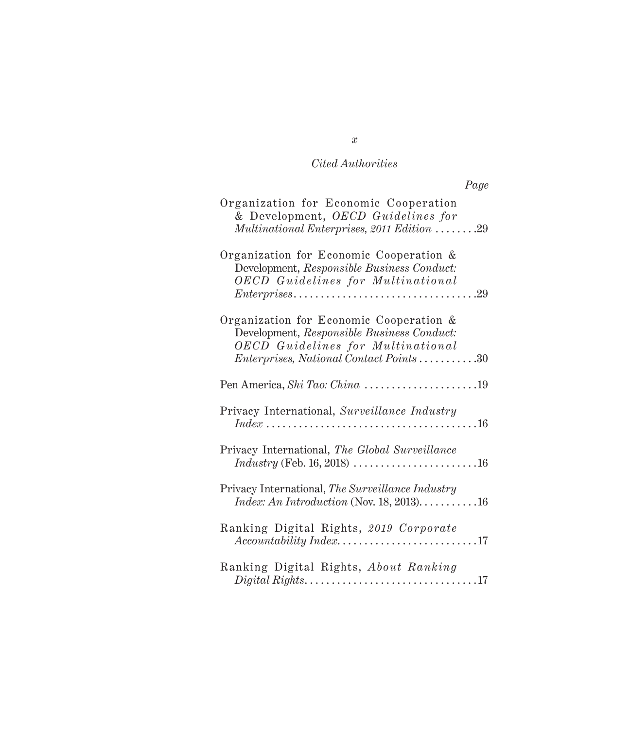*Cited Authorities*

*Page*

Organization for Economic Cooperation & Development, *OECD Guidelines for Multinational Enterprises, 2011 Edition* . . . . . . . .29

Organization for Economic Cooperation & Development, *Responsible Business Conduct: OECD Guidelines for Multinational Enterprises*. . . . . . . . . . . . . . . . . . . . . . . . . . . . . . . . . .29

Organization for Economic Cooperation & Development, *Responsible Business Conduct: OECD Guidelines for Multinational Enterprises, National Contact Points* . . . . . . . . . . .30

Pen America, *Shi Tao: China* . . . . . . . . . . . . . . . . . . . . .19

Privacy International, *Surveillance Industry Index* . . . . . . . . . . . . . . . . . . . . . . . . . . . . . . . . . . . . . . .16

Privacy International, *The Global Surveillance Industry* (Feb. 16, 2018) . . . . . . . . . . . . . . . . . . . . . . .16

Privacy International, *The Surveillance Industry Index: An Introduction* (Nov. 18, 2013). . . . . . . . . . .16

Ranking Digital Rights, *2019 Corporate Accountability Index*. . . . . . . . . . . . . . . . . . . . . . . . . .17

Ranking Digital Rights, *About Ranking Digital Rights*. . . . . . . . . . . . . . . . . . . . . . . . . . . . . . . .17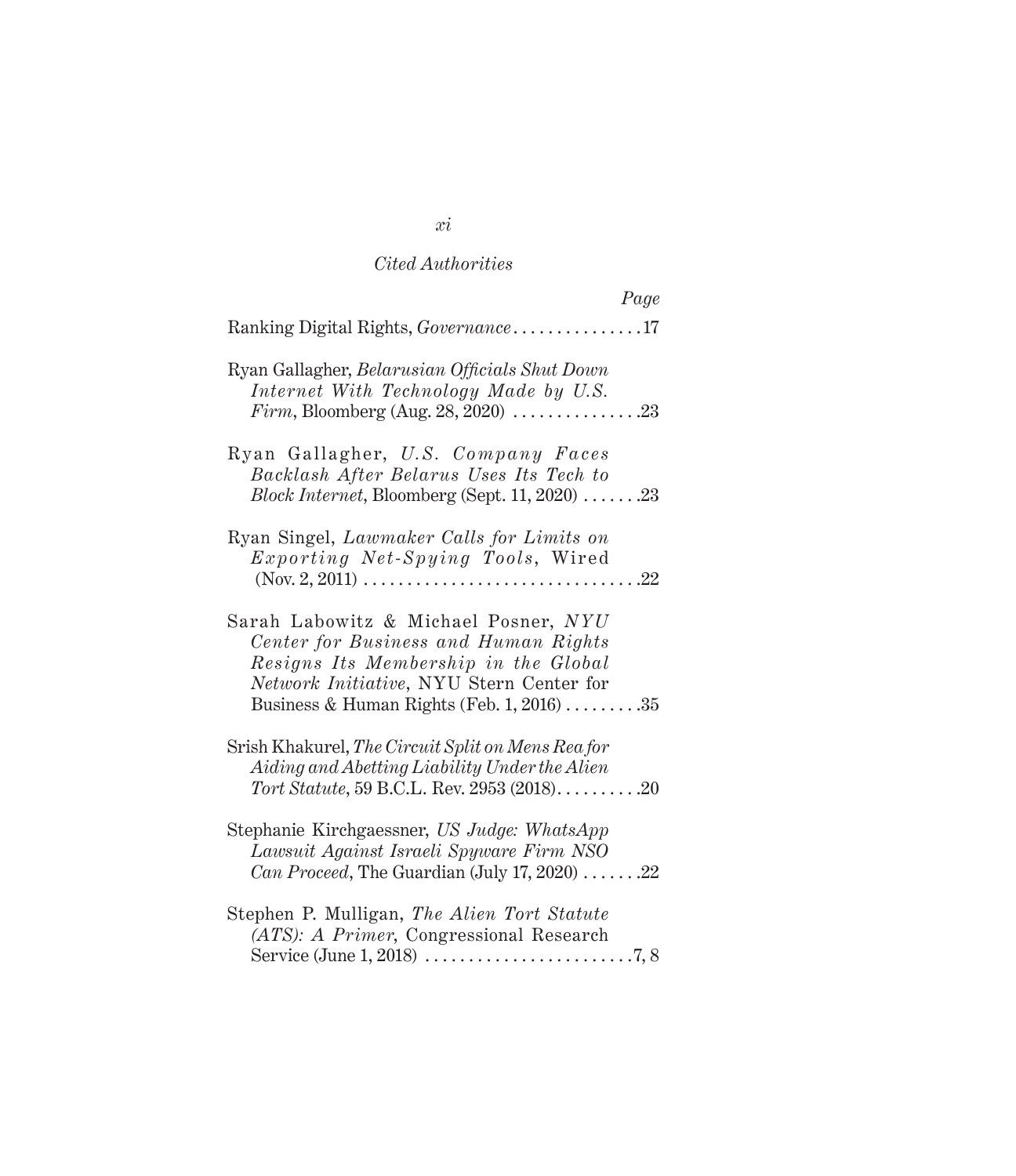*Cited Authorities*

| | Page |
|---|---|
| Ranking Digital Rights, *Governance* | 17 |
| Ryan Gallagher, *Belarusian Officials Shut Down Internet With Technology Made by U.S. Firm*, Bloomberg (Aug. 28, 2020) | 23 |
| Ryan Gallagher, *U.S. Company Faces Backlash After Belarus Uses Its Tech to Block Internet*, Bloomberg (Sept. 11, 2020) | 23 |
| Ryan Singel, *Lawmaker Calls for Limits on Exporting Net-Spying Tools*, Wired (Nov. 2, 2011) | 22 |
| Sarah Labowitz & Michael Posner, *NYU Center for Business and Human Rights Resigns Its Membership in the Global Network Initiative*, NYU Stern Center for Business & Human Rights (Feb. 1, 2016) | 35 |
| Srish Khakurel, *The Circuit Split on Mens Rea for Aiding and Abetting Liability Under the Alien Tort Statute*, 59 B.C.L. Rev. 2953 (2018) | 20 |
| Stephanie Kirchgaessner, *US Judge: WhatsApp Lawsuit Against Israeli Spyware Firm NSO Can Proceed*, The Guardian (July 17, 2020) | 22 |
| Stephen P. Mulligan, *The Alien Tort Statute (ATS): A Primer*, Congressional Research Service (June 1, 2018) | 7, 8 |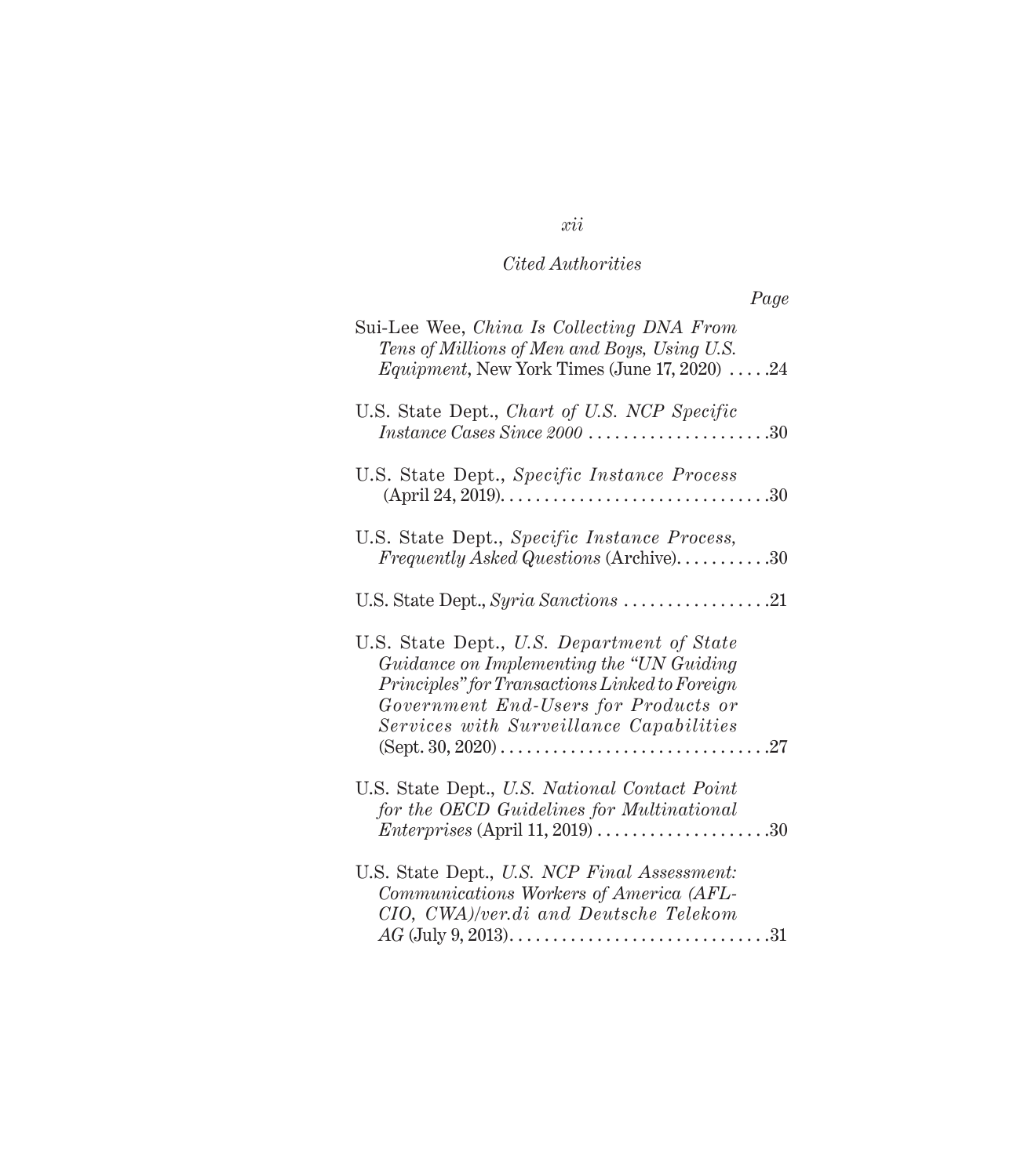*Cited Authorities*

Page

Sui-Lee Wee, *China Is Collecting DNA From Tens of Millions of Men and Boys, Using U.S. Equipment*, New York Times (June 17, 2020) . . . . .24

U.S. State Dept., *Chart of U.S. NCP Specific Instance Cases Since 2000* . . . . . . . . . . . . . . . . . . . . .30

U.S. State Dept., *Specific Instance Process* (April 24, 2019). . . . . . . . . . . . . . . . . . . . . . . . . . . . . . .30

U.S. State Dept., *Specific Instance Process, Frequently Asked Questions* (Archive). . . . . . . . . . .30

U.S. State Dept., *Syria Sanctions* . . . . . . . . . . . . . . . . .21

U.S. State Dept., *U.S. Department of State Guidance on Implementing the "UN Guiding Principles" for Transactions Linked to Foreign Government End-Users for Products or Services with Surveillance Capabilities* (Sept. 30, 2020) . . . . . . . . . . . . . . . . . . . . . . . . . . . . . . .27

U.S. State Dept., *U.S. National Contact Point for the OECD Guidelines for Multinational Enterprises* (April 11, 2019) . . . . . . . . . . . . . . . . . . . .30

U.S. State Dept., *U.S. NCP Final Assessment: Communications Workers of America (AFL-CIO, CWA)/ver.di and Deutsche Telekom AG* (July 9, 2013). . . . . . . . . . . . . . . . . . . . . . . . . . . . .31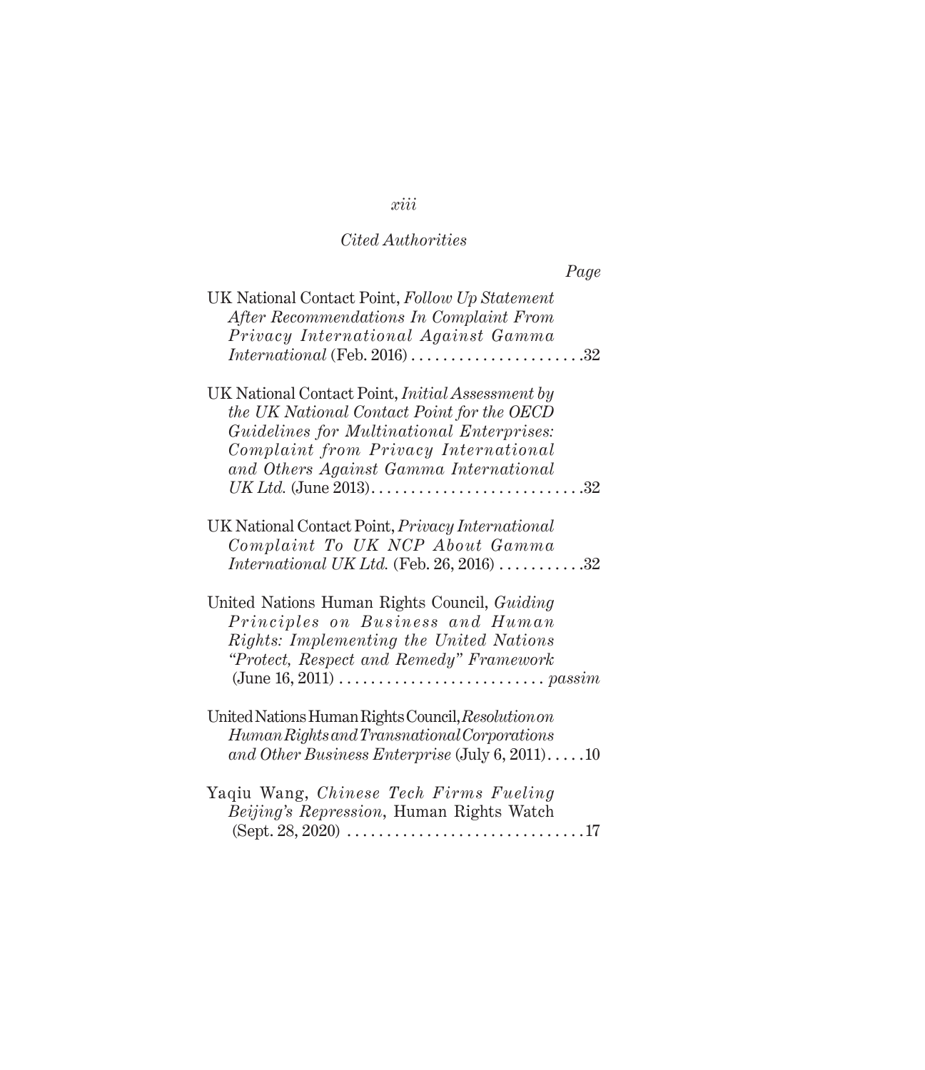*Cited Authorities*

*Page*

UK National Contact Point, *Follow Up Statement After Recommendations In Complaint From Privacy International Against Gamma International* (Feb. 2016) . . . . . . . . . . . . . . . . . . . . . .32

UK National Contact Point, *Initial Assessment by the UK National Contact Point for the OECD Guidelines for Multinational Enterprises: Complaint from Privacy International and Others Against Gamma International UK Ltd.* (June 2013). . . . . . . . . . . . . . . . . . . . . . . . . . .32

UK National Contact Point, *Privacy International Complaint To UK NCP About Gamma International UK Ltd.* (Feb. 26, 2016) . . . . . . . . . . .32

United Nations Human Rights Council, *Guiding Principles on Business and Human Rights: Implementing the United Nations "Protect, Respect and Remedy" Framework* (June 16, 2011) . . . . . . . . . . . . . . . . . . . . . . . . . . *passim*

United Nations Human Rights Council, *Resolution on Human Rights and Transnational Corporations and Other Business Enterprise* (July 6, 2011). . . . .10

Yaqiu Wang, *Chinese Tech Firms Fueling Beijing's Repression*, Human Rights Watch (Sept. 28, 2020) . . . . . . . . . . . . . . . . . . . . . . . . . . . . . .17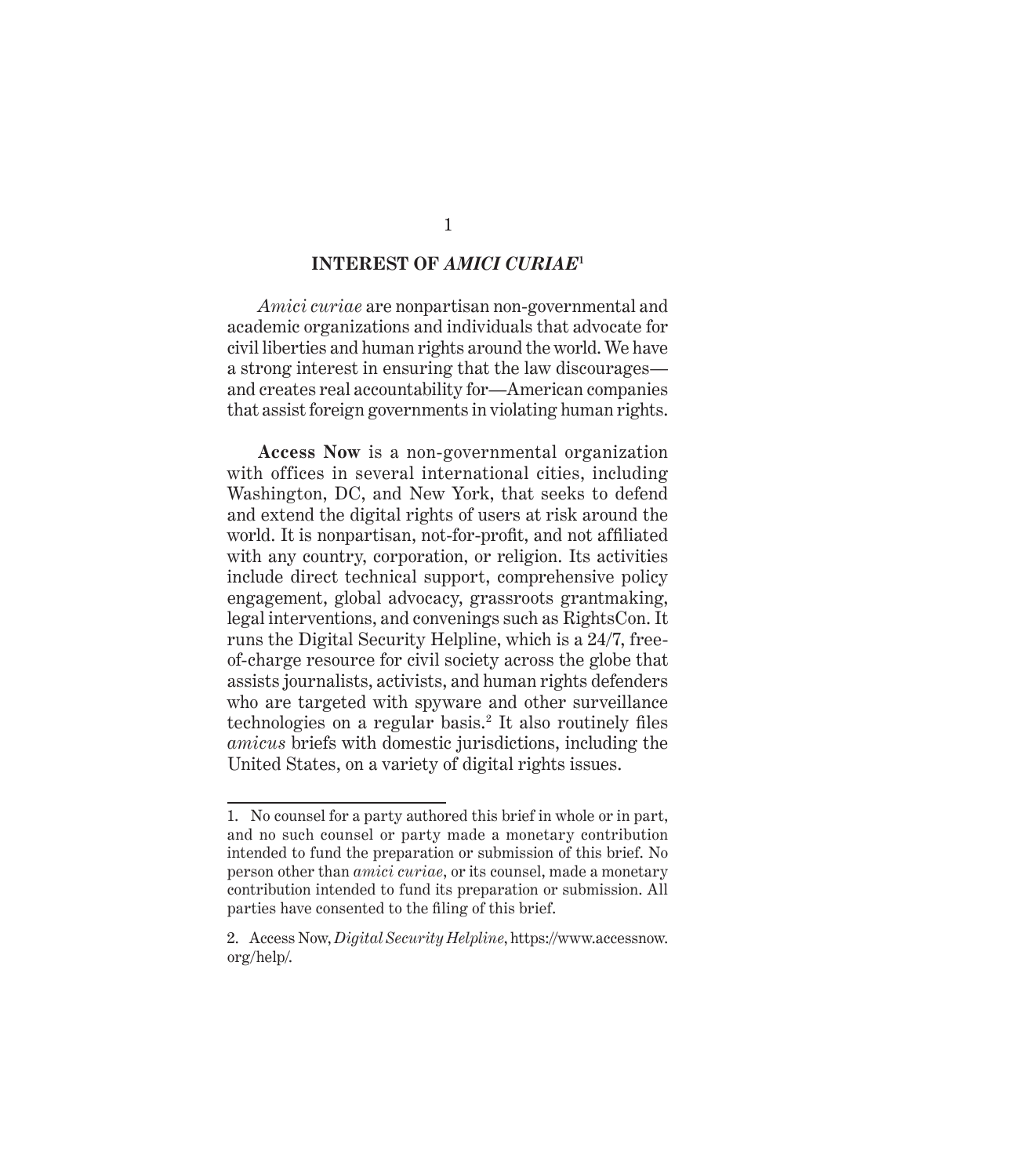## INTEREST OF *AMICI CURIAE*[1]

*Amici curiae* are nonpartisan non-governmental and academic organizations and individuals that advocate for civil liberties and human rights around the world. We have a strong interest in ensuring that the law discourages—and creates real accountability for—American companies that assist foreign governments in violating human rights.

**Access Now** is a non-governmental organization with offices in several international cities, including Washington, DC, and New York, that seeks to defend and extend the digital rights of users at risk around the world. It is nonpartisan, not-for-profit, and not affiliated with any country, corporation, or religion. Its activities include direct technical support, comprehensive policy engagement, global advocacy, grassroots grantmaking, legal interventions, and convenings such as RightsCon. It runs the Digital Security Helpline, which is a 24/7, free-of-charge resource for civil society across the globe that assists journalists, activists, and human rights defenders who are targeted with spyware and other surveillance technologies on a regular basis.[2] It also routinely files *amicus* briefs with domestic jurisdictions, including the United States, on a variety of digital rights issues.

---

1. No counsel for a party authored this brief in whole or in part, and no such counsel or party made a monetary contribution intended to fund the preparation or submission of this brief. No person other than *amici curiae*, or its counsel, made a monetary contribution intended to fund its preparation or submission. All parties have consented to the filing of this brief.

2. Access Now, *Digital Security Helpline*, https://www.accessnow.org/help/.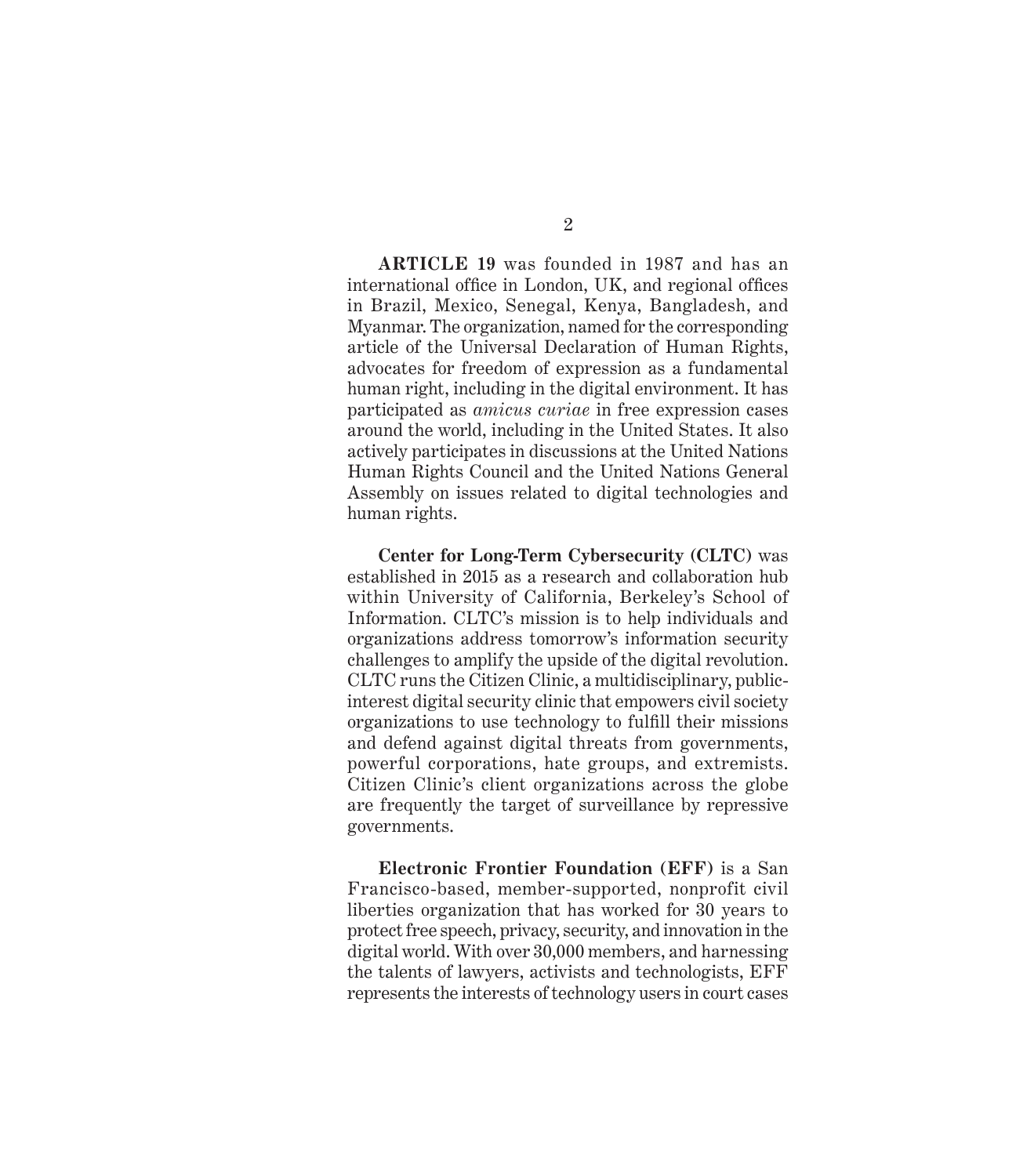**ARTICLE 19** was founded in 1987 and has an international office in London, UK, and regional offices in Brazil, Mexico, Senegal, Kenya, Bangladesh, and Myanmar. The organization, named for the corresponding article of the Universal Declaration of Human Rights, advocates for freedom of expression as a fundamental human right, including in the digital environment. It has participated as *amicus curiae* in free expression cases around the world, including in the United States. It also actively participates in discussions at the United Nations Human Rights Council and the United Nations General Assembly on issues related to digital technologies and human rights.

**Center for Long-Term Cybersecurity (CLTC)** was established in 2015 as a research and collaboration hub within University of California, Berkeley's School of Information. CLTC's mission is to help individuals and organizations address tomorrow's information security challenges to amplify the upside of the digital revolution. CLTC runs the Citizen Clinic, a multidisciplinary, public-interest digital security clinic that empowers civil society organizations to use technology to fulfill their missions and defend against digital threats from governments, powerful corporations, hate groups, and extremists. Citizen Clinic's client organizations across the globe are frequently the target of surveillance by repressive governments.

**Electronic Frontier Foundation (EFF)** is a San Francisco-based, member-supported, nonprofit civil liberties organization that has worked for 30 years to protect free speech, privacy, security, and innovation in the digital world. With over 30,000 members, and harnessing the talents of lawyers, activists and technologists, EFF represents the interests of technology users in court cases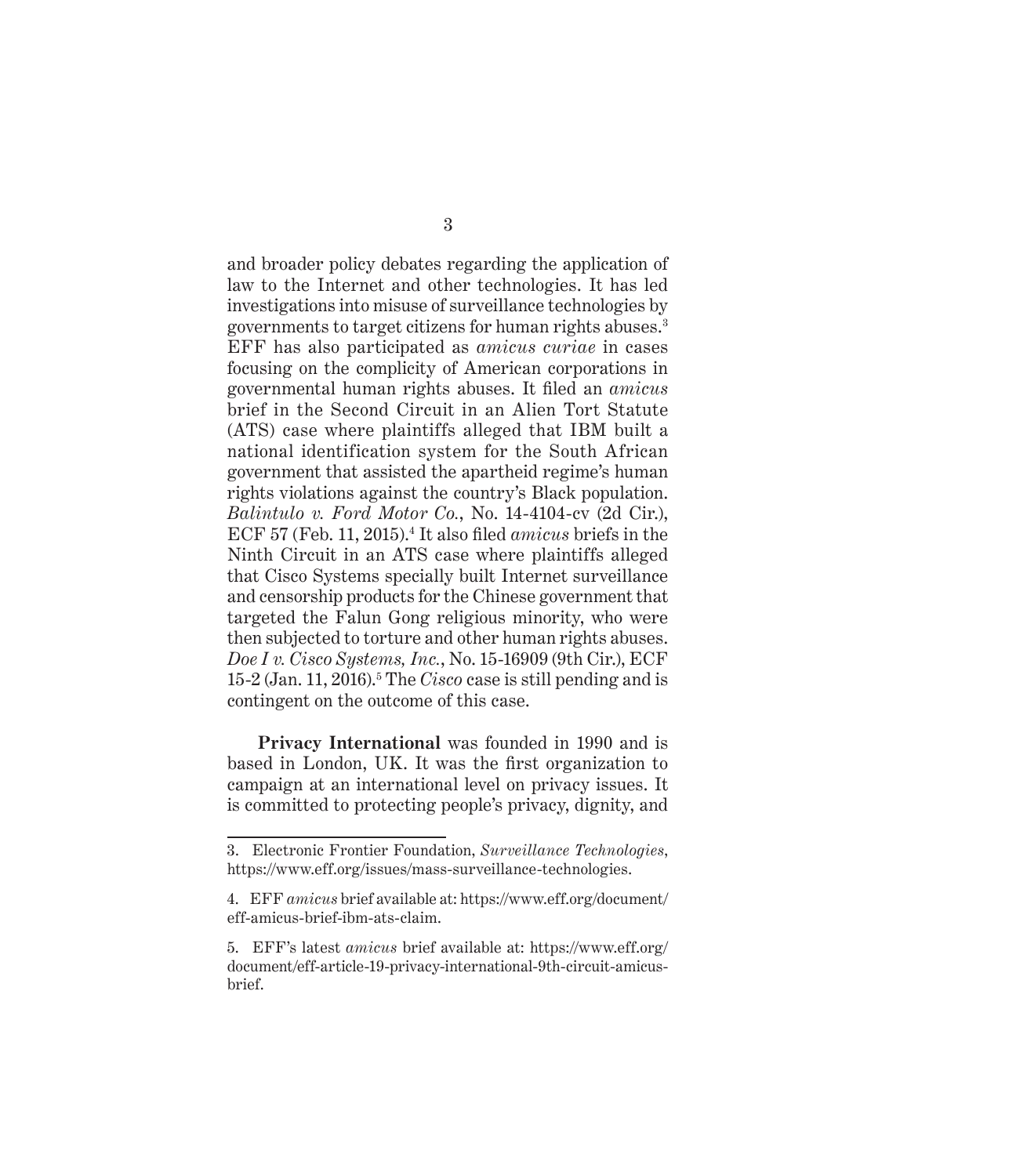and broader policy debates regarding the application of law to the Internet and other technologies. It has led investigations into misuse of surveillance technologies by governments to target citizens for human rights abuses.[3] EFF has also participated as *amicus curiae* in cases focusing on the complicity of American corporations in governmental human rights abuses. It filed an *amicus* brief in the Second Circuit in an Alien Tort Statute (ATS) case where plaintiffs alleged that IBM built a national identification system for the South African government that assisted the apartheid regime's human rights violations against the country's Black population. *Balintulo v. Ford Motor Co.*, No. 14-4104-cv (2d Cir.), ECF 57 (Feb. 11, 2015).[4] It also filed *amicus* briefs in the Ninth Circuit in an ATS case where plaintiffs alleged that Cisco Systems specially built Internet surveillance and censorship products for the Chinese government that targeted the Falun Gong religious minority, who were then subjected to torture and other human rights abuses. *Doe I v. Cisco Systems, Inc.*, No. 15-16909 (9th Cir.), ECF 15-2 (Jan. 11, 2016).[5] The *Cisco* case is still pending and is contingent on the outcome of this case.

**Privacy International** was founded in 1990 and is based in London, UK. It was the first organization to campaign at an international level on privacy issues. It is committed to protecting people's privacy, dignity, and

---

3. Electronic Frontier Foundation, *Surveillance Technologies*, https://www.eff.org/issues/mass-surveillance-technologies.

4. EFF *amicus* brief available at: https://www.eff.org/document/eff-amicus-brief-ibm-ats-claim.

5. EFF's latest *amicus* brief available at: https://www.eff.org/document/eff-article-19-privacy-international-9th-circuit-amicus-brief.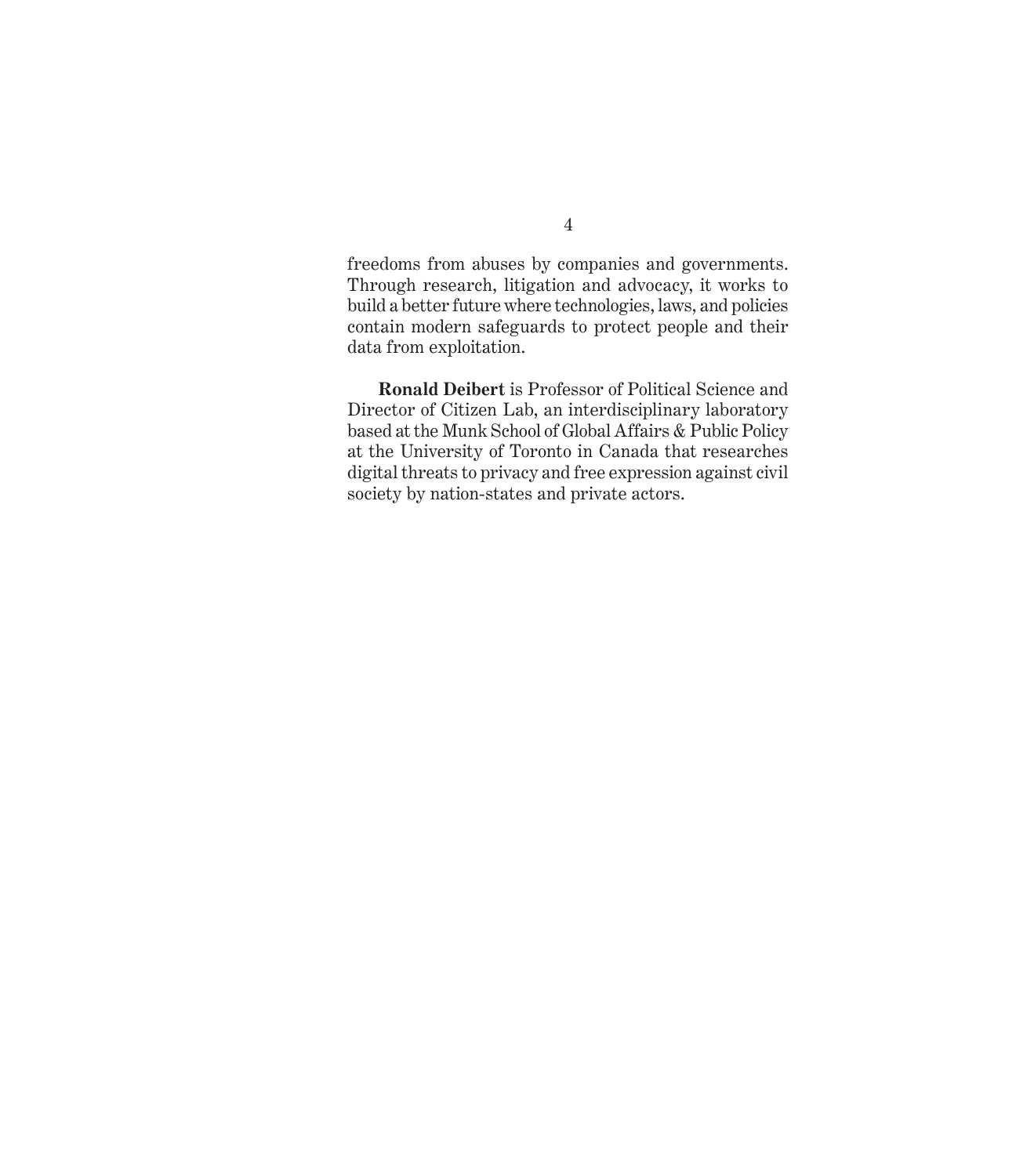freedoms from abuses by companies and governments. Through research, litigation and advocacy, it works to build a better future where technologies, laws, and policies contain modern safeguards to protect people and their data from exploitation.

**Ronald Deibert** is Professor of Political Science and Director of Citizen Lab, an interdisciplinary laboratory based at the Munk School of Global Affairs & Public Policy at the University of Toronto in Canada that researches digital threats to privacy and free expression against civil society by nation-states and private actors.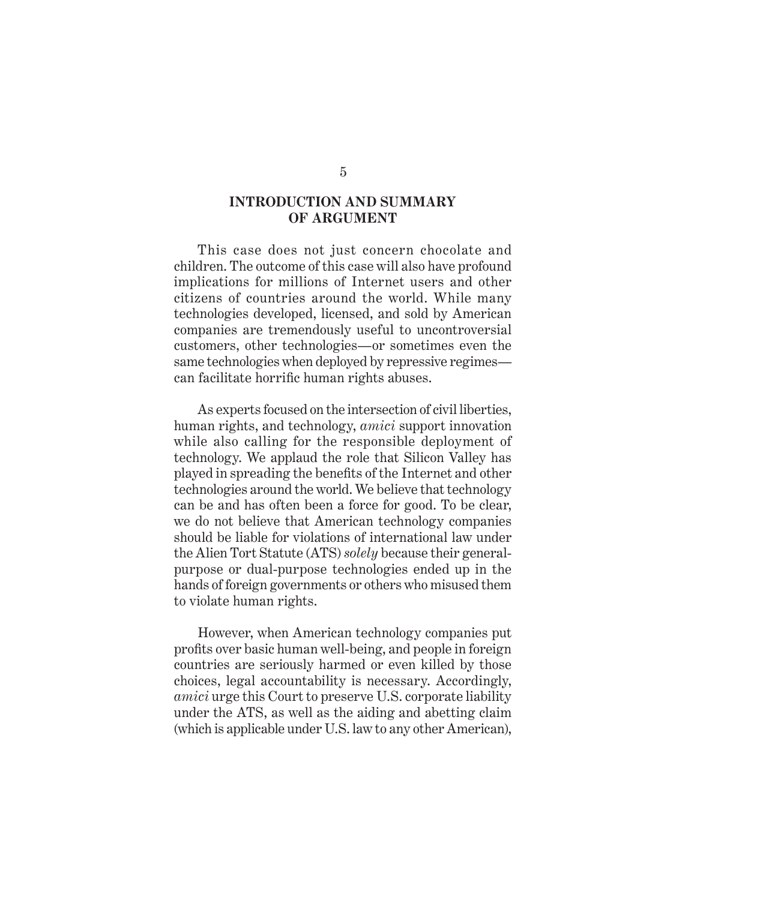## INTRODUCTION AND SUMMARY OF ARGUMENT

This case does not just concern chocolate and children. The outcome of this case will also have profound implications for millions of Internet users and other citizens of countries around the world. While many technologies developed, licensed, and sold by American companies are tremendously useful to uncontroversial customers, other technologies—or sometimes even the same technologies when deployed by repressive regimes—can facilitate horrific human rights abuses.

As experts focused on the intersection of civil liberties, human rights, and technology, *amici* support innovation while also calling for the responsible deployment of technology. We applaud the role that Silicon Valley has played in spreading the benefits of the Internet and other technologies around the world. We believe that technology can be and has often been a force for good. To be clear, we do not believe that American technology companies should be liable for violations of international law under the Alien Tort Statute (ATS) *solely* because their general-purpose or dual-purpose technologies ended up in the hands of foreign governments or others who misused them to violate human rights.

However, when American technology companies put profits over basic human well-being, and people in foreign countries are seriously harmed or even killed by those choices, legal accountability is necessary. Accordingly, *amici* urge this Court to preserve U.S. corporate liability under the ATS, as well as the aiding and abetting claim (which is applicable under U.S. law to any other American),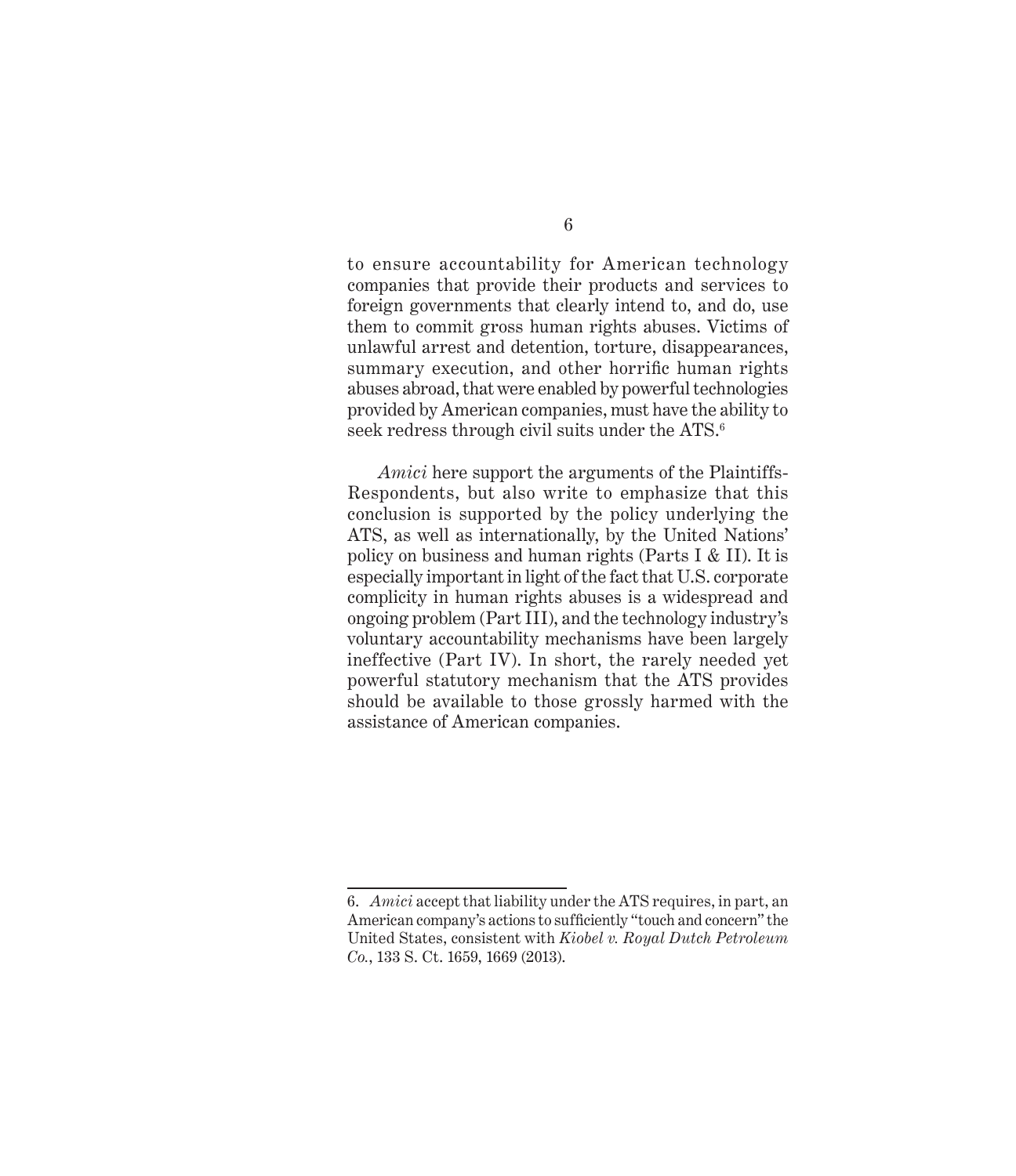to ensure accountability for American technology companies that provide their products and services to foreign governments that clearly intend to, and do, use them to commit gross human rights abuses. Victims of unlawful arrest and detention, torture, disappearances, summary execution, and other horrific human rights abuses abroad, that were enabled by powerful technologies provided by American companies, must have the ability to seek redress through civil suits under the ATS.[6]

*Amici* here support the arguments of the Plaintiffs-Respondents, but also write to emphasize that this conclusion is supported by the policy underlying the ATS, as well as internationally, by the United Nations' policy on business and human rights (Parts I & II). It is especially important in light of the fact that U.S. corporate complicity in human rights abuses is a widespread and ongoing problem (Part III), and the technology industry's voluntary accountability mechanisms have been largely ineffective (Part IV). In short, the rarely needed yet powerful statutory mechanism that the ATS provides should be available to those grossly harmed with the assistance of American companies.

---

6. *Amici* accept that liability under the ATS requires, in part, an American company's actions to sufficiently "touch and concern" the United States, consistent with *Kiobel v. Royal Dutch Petroleum Co.*, 133 S. Ct. 1659, 1669 (2013).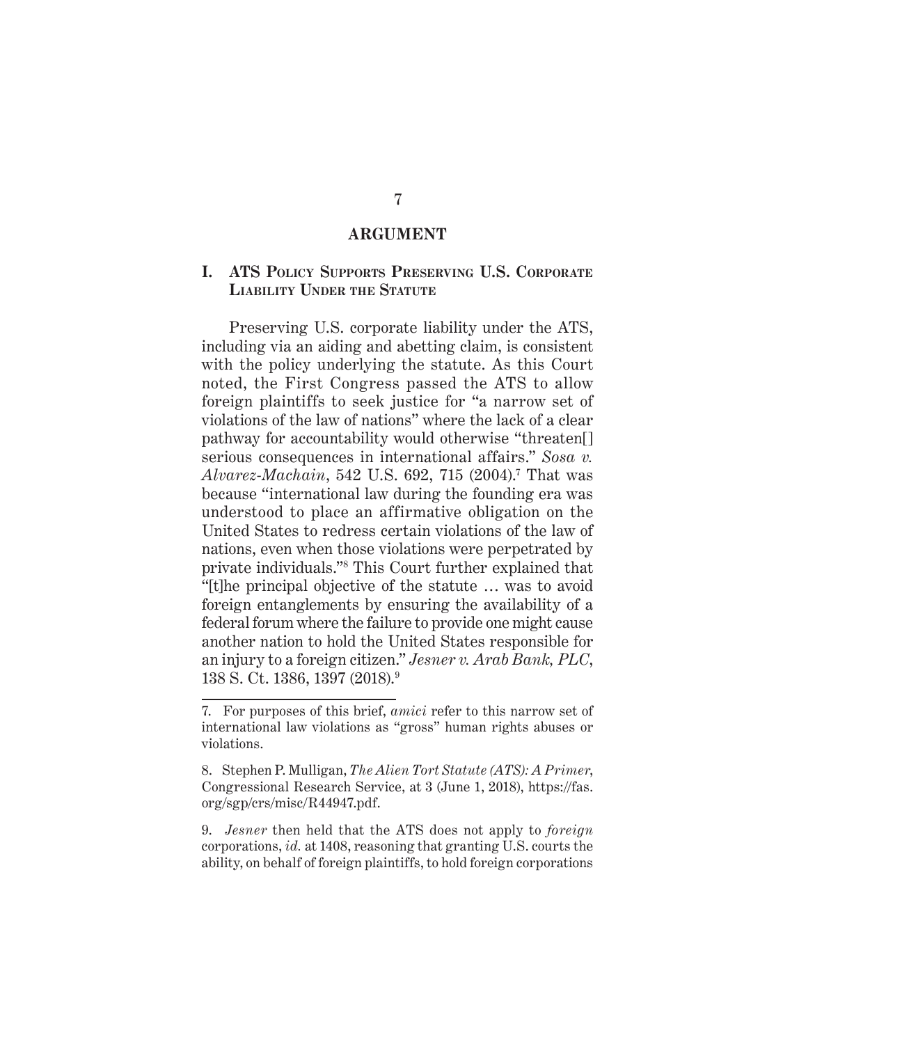## ARGUMENT

### I. ATS Policy Supports Preserving U.S. Corporate Liability Under the Statute

Preserving U.S. corporate liability under the ATS, including via an aiding and abetting claim, is consistent with the policy underlying the statute. As this Court noted, the First Congress passed the ATS to allow foreign plaintiffs to seek justice for "a narrow set of violations of the law of nations" where the lack of a clear pathway for accountability would otherwise "threaten[] serious consequences in international affairs." *Sosa v. Alvarez-Machain*, 542 U.S. 692, 715 (2004).[7] That was because "international law during the founding era was understood to place an affirmative obligation on the United States to redress certain violations of the law of nations, even when those violations were perpetrated by private individuals."[8] This Court further explained that "[t]he principal objective of the statute … was to avoid foreign entanglements by ensuring the availability of a federal forum where the failure to provide one might cause another nation to hold the United States responsible for an injury to a foreign citizen." *Jesner v. Arab Bank, PLC*, 138 S. Ct. 1386, 1397 (2018).[9]

---

7. For purposes of this brief, *amici* refer to this narrow set of international law violations as "gross" human rights abuses or violations.

8. Stephen P. Mulligan, *The Alien Tort Statute (ATS): A Primer*, Congressional Research Service, at 3 (June 1, 2018), https://fas.org/sgp/crs/misc/R44947.pdf.

9. *Jesner* then held that the ATS does not apply to *foreign* corporations, *id.* at 1408, reasoning that granting U.S. courts the ability, on behalf of foreign plaintiffs, to hold foreign corporations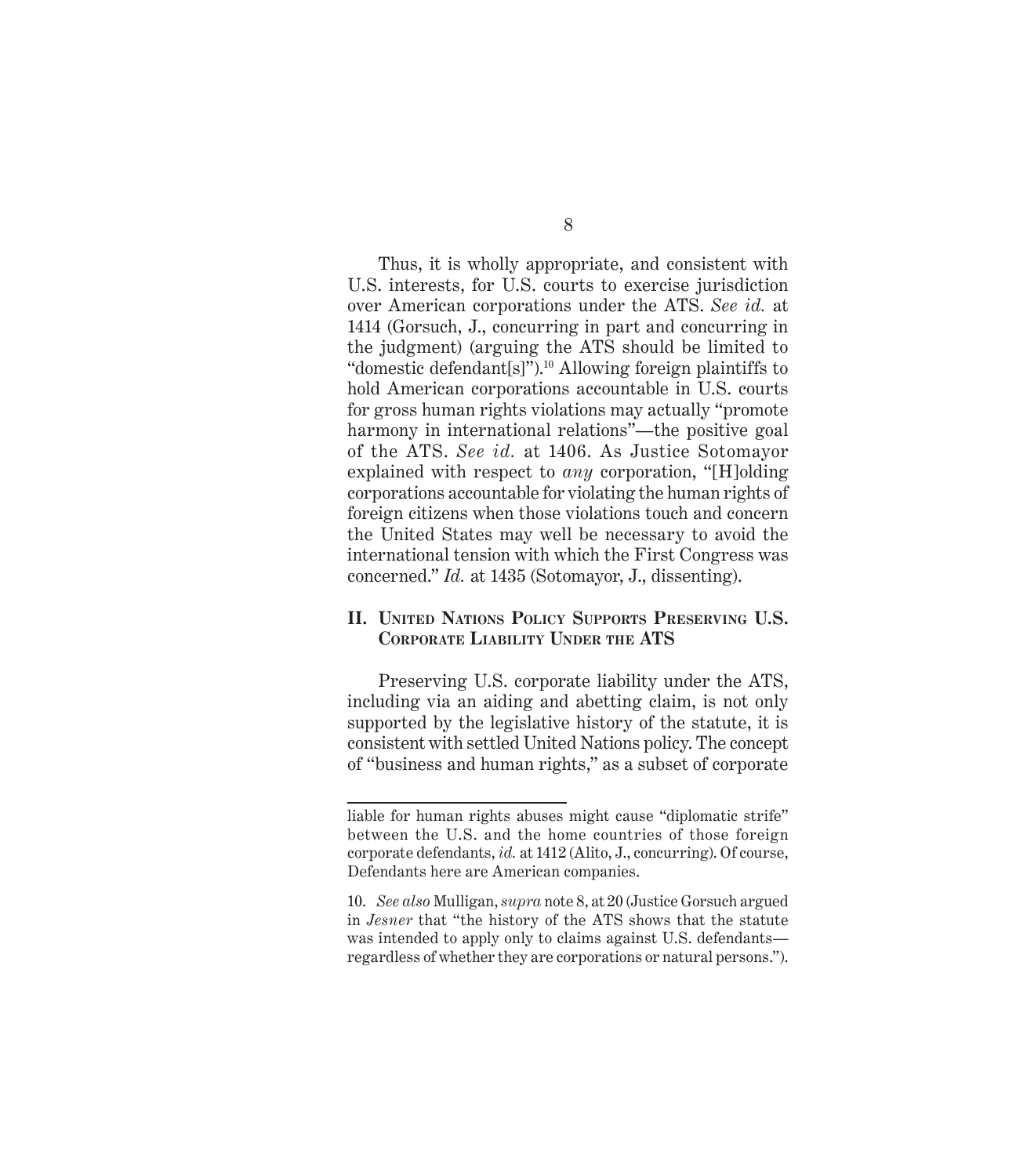Thus, it is wholly appropriate, and consistent with U.S. interests, for U.S. courts to exercise jurisdiction over American corporations under the ATS. *See id.* at 1414 (Gorsuch, J., concurring in part and concurring in the judgment) (arguing the ATS should be limited to "domestic defendant[s]").[10] Allowing foreign plaintiffs to hold American corporations accountable in U.S. courts for gross human rights violations may actually "promote harmony in international relations"—the positive goal of the ATS. *See id.* at 1406. As Justice Sotomayor explained with respect to *any* corporation, "[H]olding corporations accountable for violating the human rights of foreign citizens when those violations touch and concern the United States may well be necessary to avoid the international tension with which the First Congress was concerned." *Id.* at 1435 (Sotomayor, J., dissenting).

## II. United Nations Policy Supports Preserving U.S. Corporate Liability Under the ATS

Preserving U.S. corporate liability under the ATS, including via an aiding and abetting claim, is not only supported by the legislative history of the statute, it is consistent with settled United Nations policy. The concept of "business and human rights," as a subset of corporate

---

liable for human rights abuses might cause "diplomatic strife" between the U.S. and the home countries of those foreign corporate defendants, *id.* at 1412 (Alito, J., concurring). Of course, Defendants here are American companies.

10. *See also* Mulligan, *supra* note 8, at 20 (Justice Gorsuch argued in *Jesner* that "the history of the ATS shows that the statute was intended to apply only to claims against U.S. defendants—regardless of whether they are corporations or natural persons.").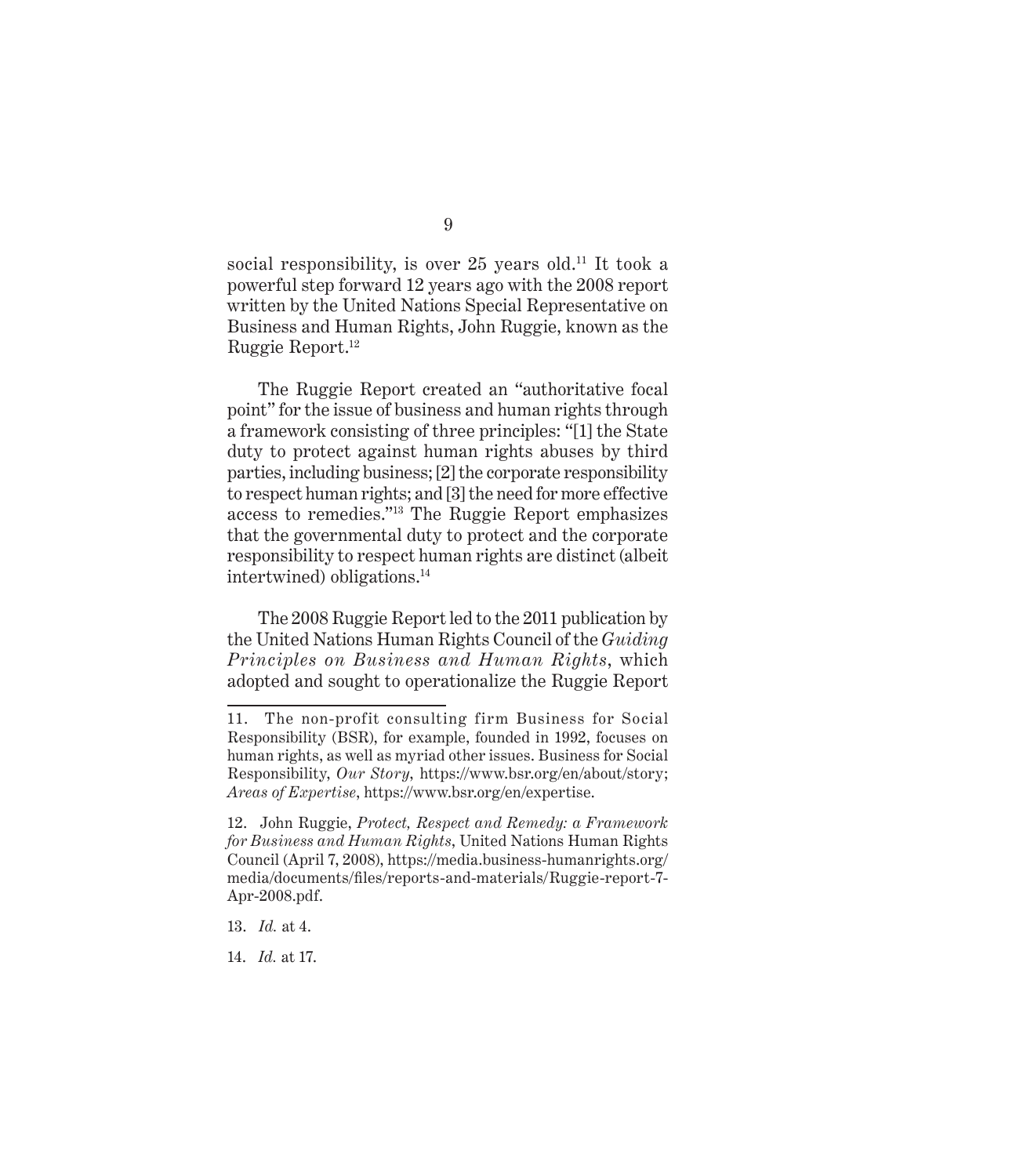social responsibility, is over 25 years old.[11] It took a powerful step forward 12 years ago with the 2008 report written by the United Nations Special Representative on Business and Human Rights, John Ruggie, known as the Ruggie Report.[12]

The Ruggie Report created an "authoritative focal point" for the issue of business and human rights through a framework consisting of three principles: "[1] the State duty to protect against human rights abuses by third parties, including business; [2] the corporate responsibility to respect human rights; and [3] the need for more effective access to remedies."[13] The Ruggie Report emphasizes that the governmental duty to protect and the corporate responsibility to respect human rights are distinct (albeit intertwined) obligations.[14]

The 2008 Ruggie Report led to the 2011 publication by the United Nations Human Rights Council of the *Guiding Principles on Business and Human Rights*, which adopted and sought to operationalize the Ruggie Report

---

11. The non-profit consulting firm Business for Social Responsibility (BSR), for example, founded in 1992, focuses on human rights, as well as myriad other issues. Business for Social Responsibility, *Our Story*, https://www.bsr.org/en/about/story; *Areas of Expertise*, https://www.bsr.org/en/expertise.

12. John Ruggie, *Protect, Respect and Remedy: a Framework for Business and Human Rights*, United Nations Human Rights Council (April 7, 2008), https://media.business-humanrights.org/media/documents/files/reports-and-materials/Ruggie-report-7-Apr-2008.pdf.

13. *Id.* at 4.

14. *Id.* at 17.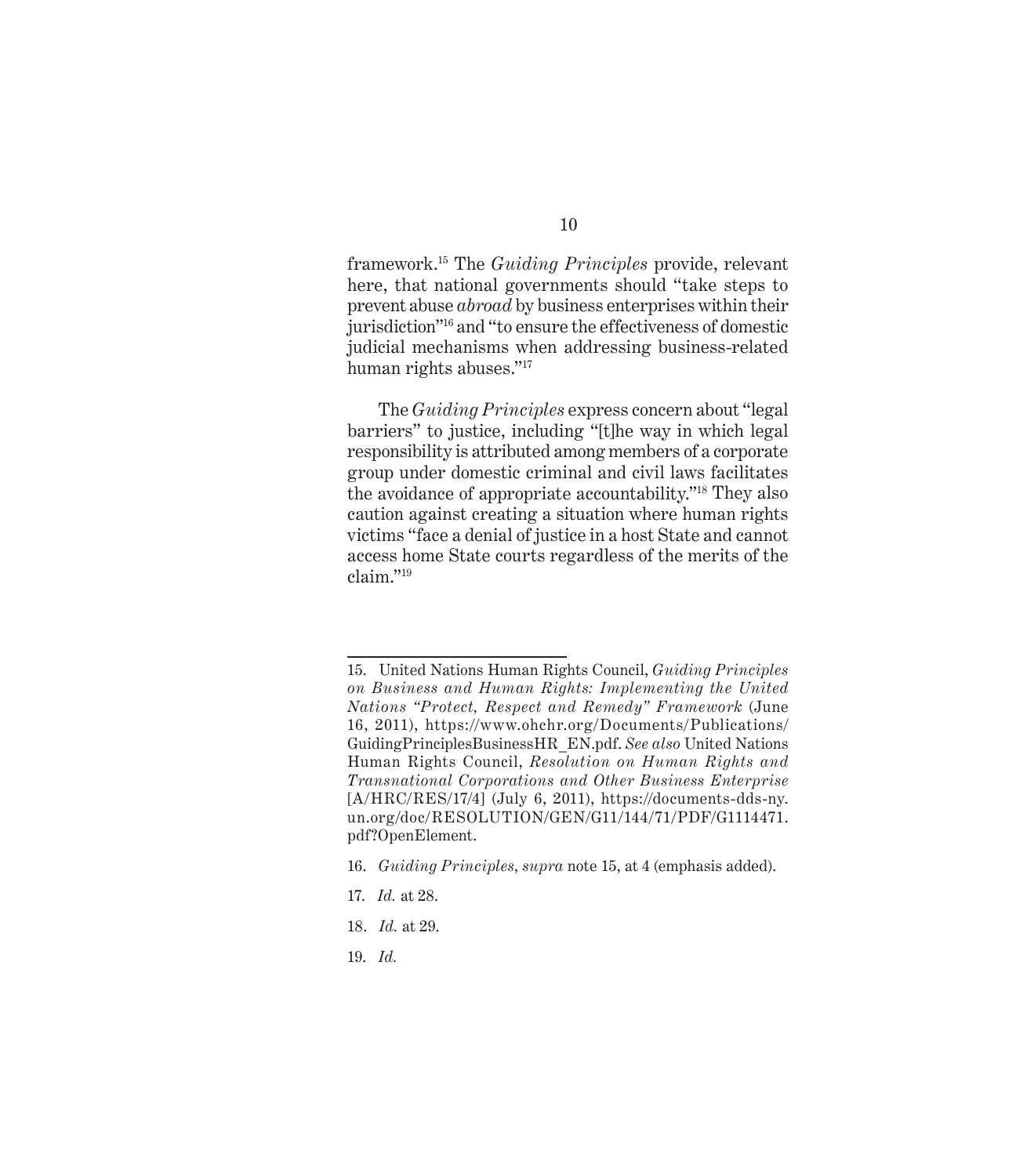framework.[15] The *Guiding Principles* provide, relevant here, that national governments should "take steps to prevent abuse *abroad* by business enterprises within their jurisdiction"[16] and "to ensure the effectiveness of domestic judicial mechanisms when addressing business-related human rights abuses."[17]

The *Guiding Principles* express concern about "legal barriers" to justice, including "[t]he way in which legal responsibility is attributed among members of a corporate group under domestic criminal and civil laws facilitates the avoidance of appropriate accountability."[18] They also caution against creating a situation where human rights victims "face a denial of justice in a host State and cannot access home State courts regardless of the merits of the claim."[19]

---

15. United Nations Human Rights Council, *Guiding Principles on Business and Human Rights: Implementing the United Nations "Protect, Respect and Remedy" Framework* (June 16, 2011), https://www.ohchr.org/Documents/Publications/GuidingPrinciplesBusinessHR_EN.pdf. *See also* United Nations Human Rights Council, *Resolution on Human Rights and Transnational Corporations and Other Business Enterprise* [A/HRC/RES/17/4] (July 6, 2011), https://documents-dds-ny.un.org/doc/RESOLUTION/GEN/G11/144/71/PDF/G1114471.pdf?OpenElement.

16. *Guiding Principles*, *supra* note 15, at 4 (emphasis added).

17. *Id.* at 28.

18. *Id.* at 29.

19. *Id.*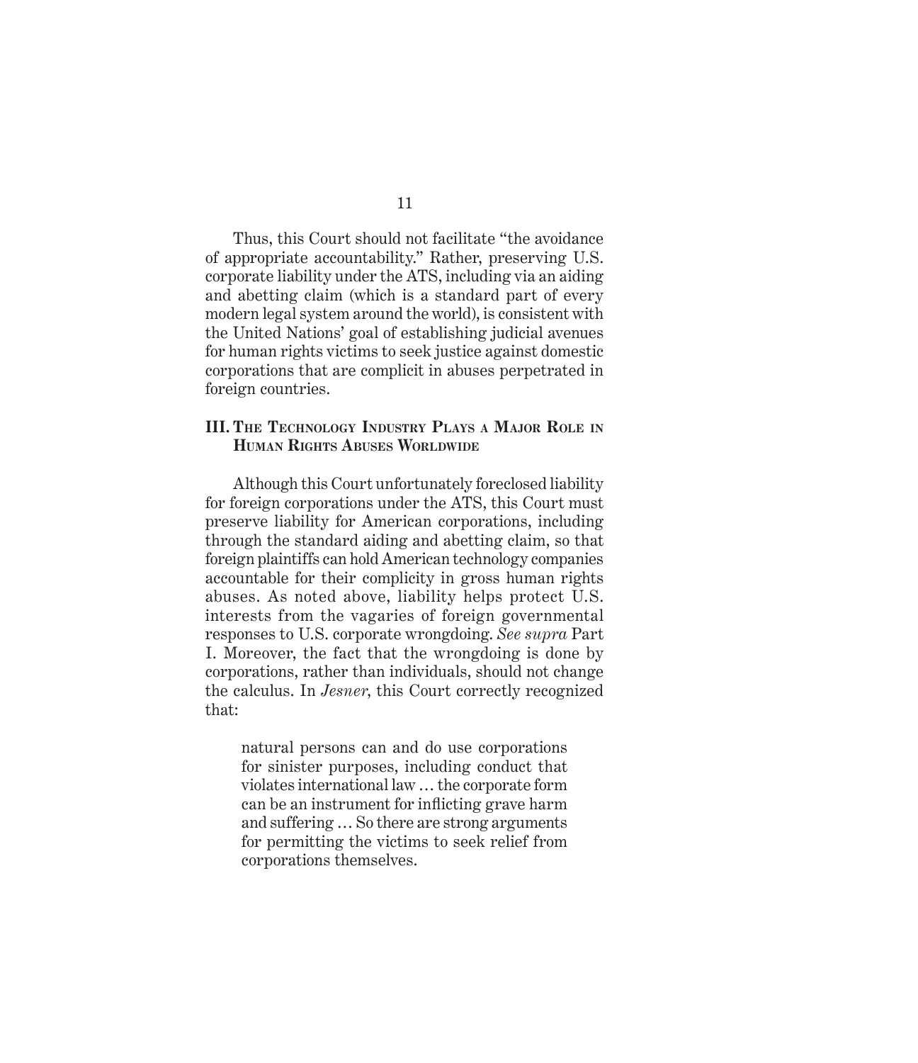Thus, this Court should not facilitate "the avoidance of appropriate accountability." Rather, preserving U.S. corporate liability under the ATS, including via an aiding and abetting claim (which is a standard part of every modern legal system around the world), is consistent with the United Nations' goal of establishing judicial avenues for human rights victims to seek justice against domestic corporations that are complicit in abuses perpetrated in foreign countries.

## III. The Technology Industry Plays a Major Role in Human Rights Abuses Worldwide

Although this Court unfortunately foreclosed liability for foreign corporations under the ATS, this Court must preserve liability for American corporations, including through the standard aiding and abetting claim, so that foreign plaintiffs can hold American technology companies accountable for their complicity in gross human rights abuses. As noted above, liability helps protect U.S. interests from the vagaries of foreign governmental responses to U.S. corporate wrongdoing. *See supra* Part I. Moreover, the fact that the wrongdoing is done by corporations, rather than individuals, should not change the calculus. In *Jesner*, this Court correctly recognized that:

> natural persons can and do use corporations for sinister purposes, including conduct that violates international law … the corporate form can be an instrument for inflicting grave harm and suffering … So there are strong arguments for permitting the victims to seek relief from corporations themselves.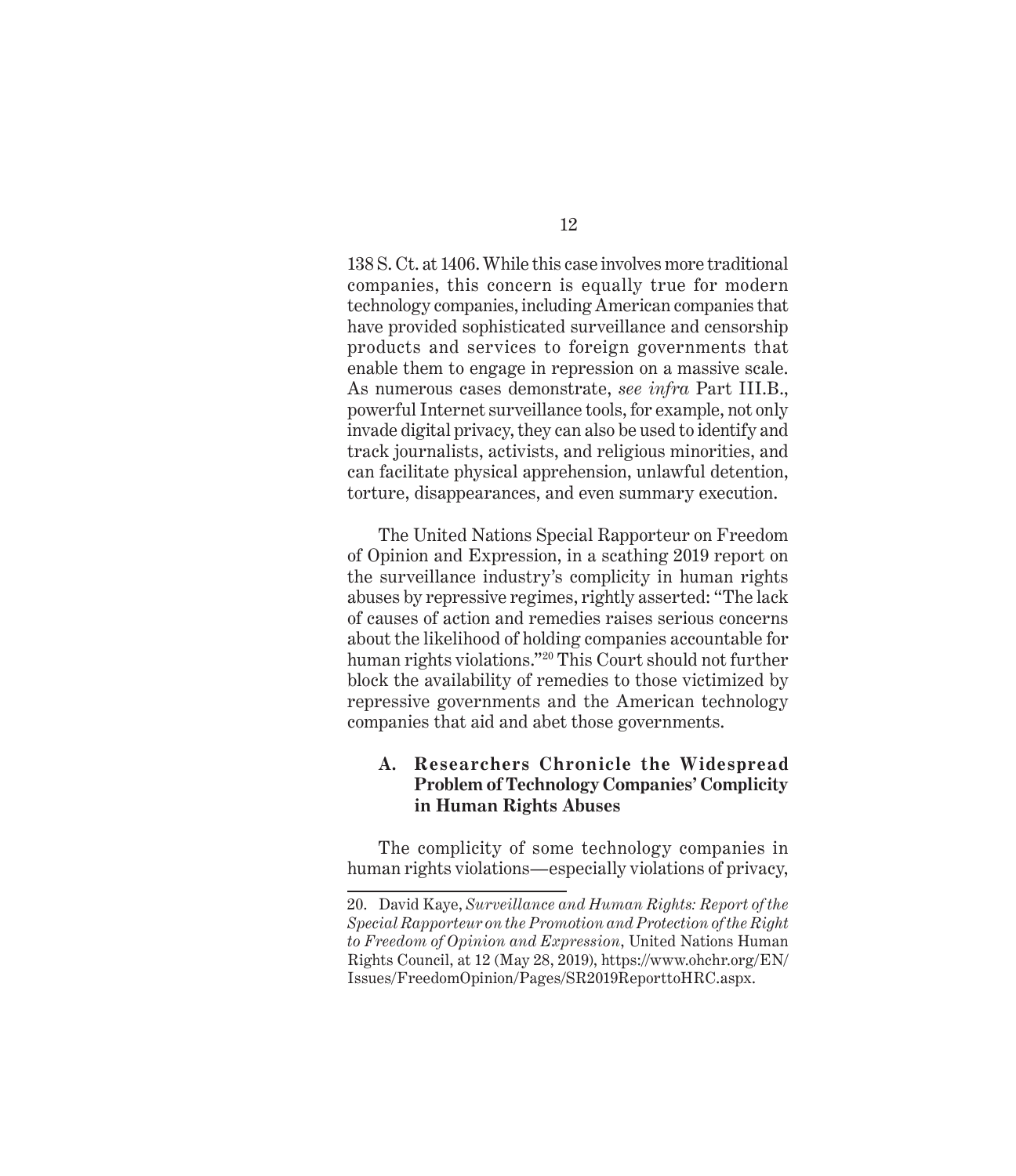138 S. Ct. at 1406. While this case involves more traditional companies, this concern is equally true for modern technology companies, including American companies that have provided sophisticated surveillance and censorship products and services to foreign governments that enable them to engage in repression on a massive scale. As numerous cases demonstrate, *see infra* Part III.B., powerful Internet surveillance tools, for example, not only invade digital privacy, they can also be used to identify and track journalists, activists, and religious minorities, and can facilitate physical apprehension, unlawful detention, torture, disappearances, and even summary execution.

The United Nations Special Rapporteur on Freedom of Opinion and Expression, in a scathing 2019 report on the surveillance industry's complicity in human rights abuses by repressive regimes, rightly asserted: "The lack of causes of action and remedies raises serious concerns about the likelihood of holding companies accountable for human rights violations."[20] This Court should not further block the availability of remedies to those victimized by repressive governments and the American technology companies that aid and abet those governments.

### A. Researchers Chronicle the Widespread Problem of Technology Companies' Complicity in Human Rights Abuses

The complicity of some technology companies in human rights violations—especially violations of privacy,

---

20. David Kaye, *Surveillance and Human Rights: Report of the Special Rapporteur on the Promotion and Protection of the Right to Freedom of Opinion and Expression*, United Nations Human Rights Council, at 12 (May 28, 2019), https://www.ohchr.org/EN/Issues/FreedomOpinion/Pages/SR2019ReporttoHRC.aspx.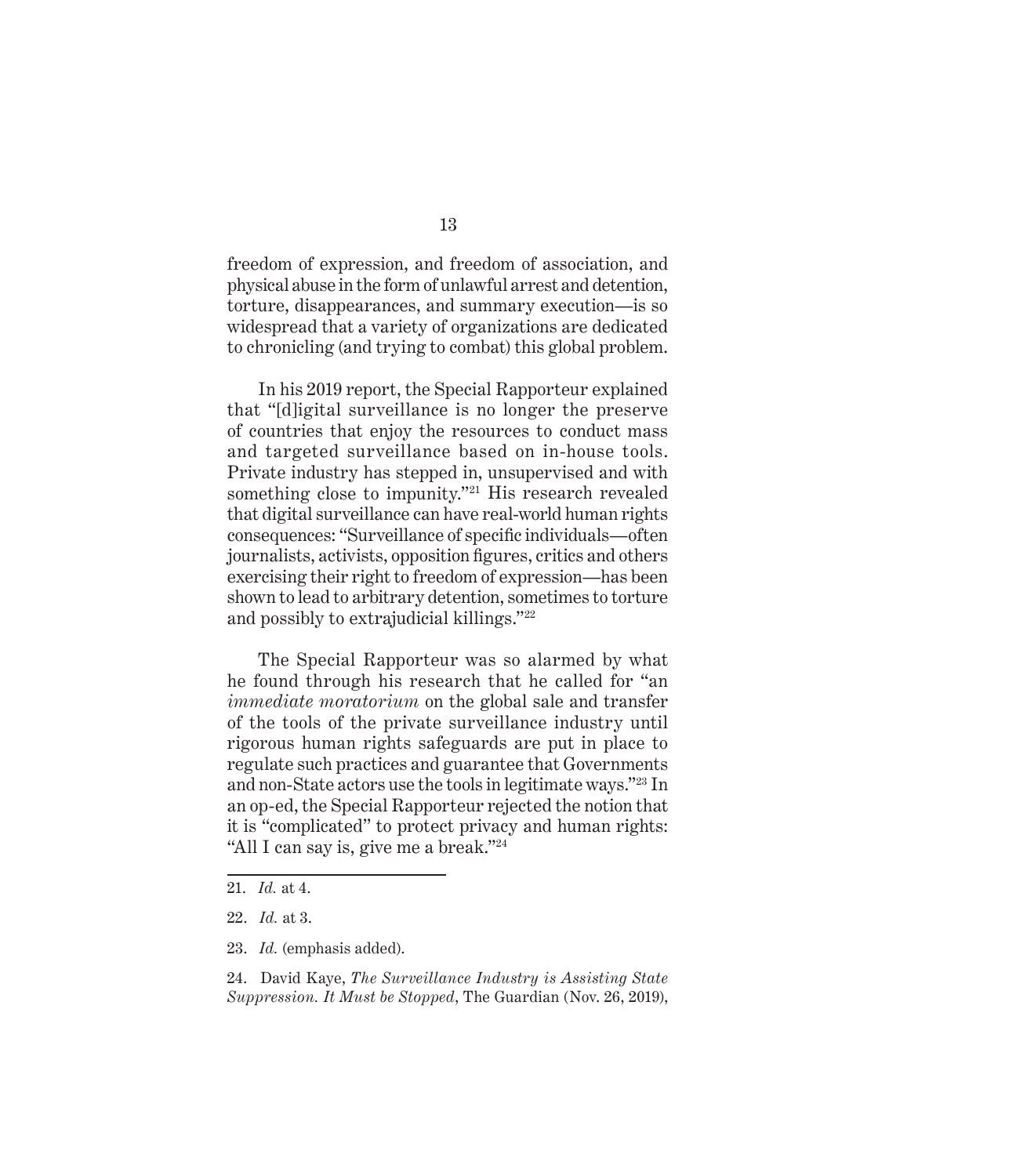freedom of expression, and freedom of association, and physical abuse in the form of unlawful arrest and detention, torture, disappearances, and summary execution—is so widespread that a variety of organizations are dedicated to chronicling (and trying to combat) this global problem.

In his 2019 report, the Special Rapporteur explained that "[d]igital surveillance is no longer the preserve of countries that enjoy the resources to conduct mass and targeted surveillance based on in-house tools. Private industry has stepped in, unsupervised and with something close to impunity."[21] His research revealed that digital surveillance can have real-world human rights consequences: "Surveillance of specific individuals—often journalists, activists, opposition figures, critics and others exercising their right to freedom of expression—has been shown to lead to arbitrary detention, sometimes to torture and possibly to extrajudicial killings."[22]

The Special Rapporteur was so alarmed by what he found through his research that he called for "an *immediate moratorium* on the global sale and transfer of the tools of the private surveillance industry until rigorous human rights safeguards are put in place to regulate such practices and guarantee that Governments and non-State actors use the tools in legitimate ways."[23] In an op-ed, the Special Rapporteur rejected the notion that it is "complicated" to protect privacy and human rights: "All I can say is, give me a break."[24]

---

21. *Id.* at 4.

22. *Id.* at 3.

23. *Id.* (emphasis added).

24. David Kaye, *The Surveillance Industry is Assisting State Suppression. It Must be Stopped*, The Guardian (Nov. 26, 2019),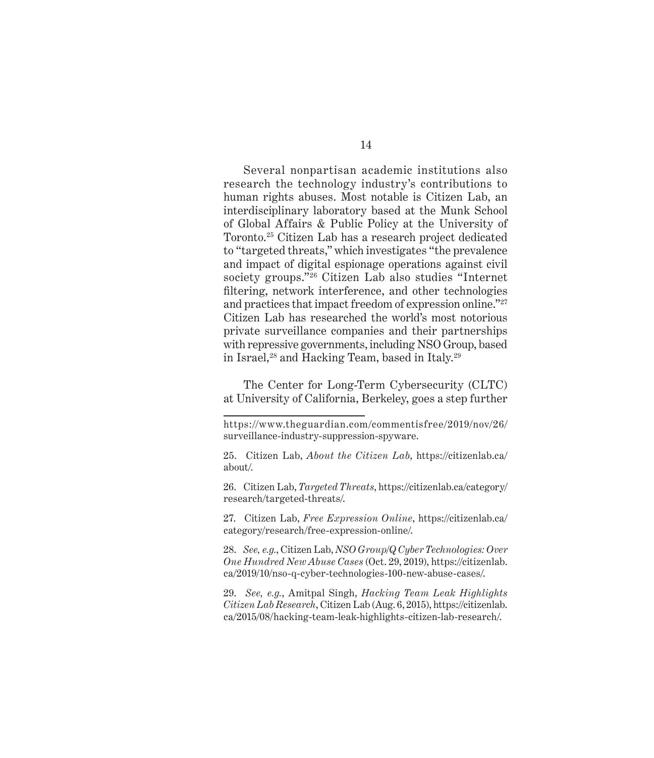Several nonpartisan academic institutions also research the technology industry's contributions to human rights abuses. Most notable is Citizen Lab, an interdisciplinary laboratory based at the Munk School of Global Affairs & Public Policy at the University of Toronto.[25] Citizen Lab has a research project dedicated to "targeted threats," which investigates "the prevalence and impact of digital espionage operations against civil society groups."[26] Citizen Lab also studies "Internet filtering, network interference, and other technologies and practices that impact freedom of expression online."[27] Citizen Lab has researched the world's most notorious private surveillance companies and their partnerships with repressive governments, including NSO Group, based in Israel,[28] and Hacking Team, based in Italy.[29]

The Center for Long-Term Cybersecurity (CLTC) at University of California, Berkeley, goes a step further

---

https://www.theguardian.com/commentisfree/2019/nov/26/surveillance-industry-suppression-spyware.

25. Citizen Lab, *About the Citizen Lab*, https://citizenlab.ca/about/.

26. Citizen Lab, *Targeted Threats*, https://citizenlab.ca/category/research/targeted-threats/.

27. Citizen Lab, *Free Expression Online*, https://citizenlab.ca/category/research/free-expression-online/.

28. *See, e.g.*, Citizen Lab, *NSO Group/Q Cyber Technologies: Over One Hundred New Abuse Cases* (Oct. 29, 2019), https://citizenlab.ca/2019/10/nso-q-cyber-technologies-100-new-abuse-cases/.

29. *See, e.g.*, Amitpal Singh, *Hacking Team Leak Highlights Citizen Lab Research*, Citizen Lab (Aug. 6, 2015), https://citizenlab.ca/2015/08/hacking-team-leak-highlights-citizen-lab-research/.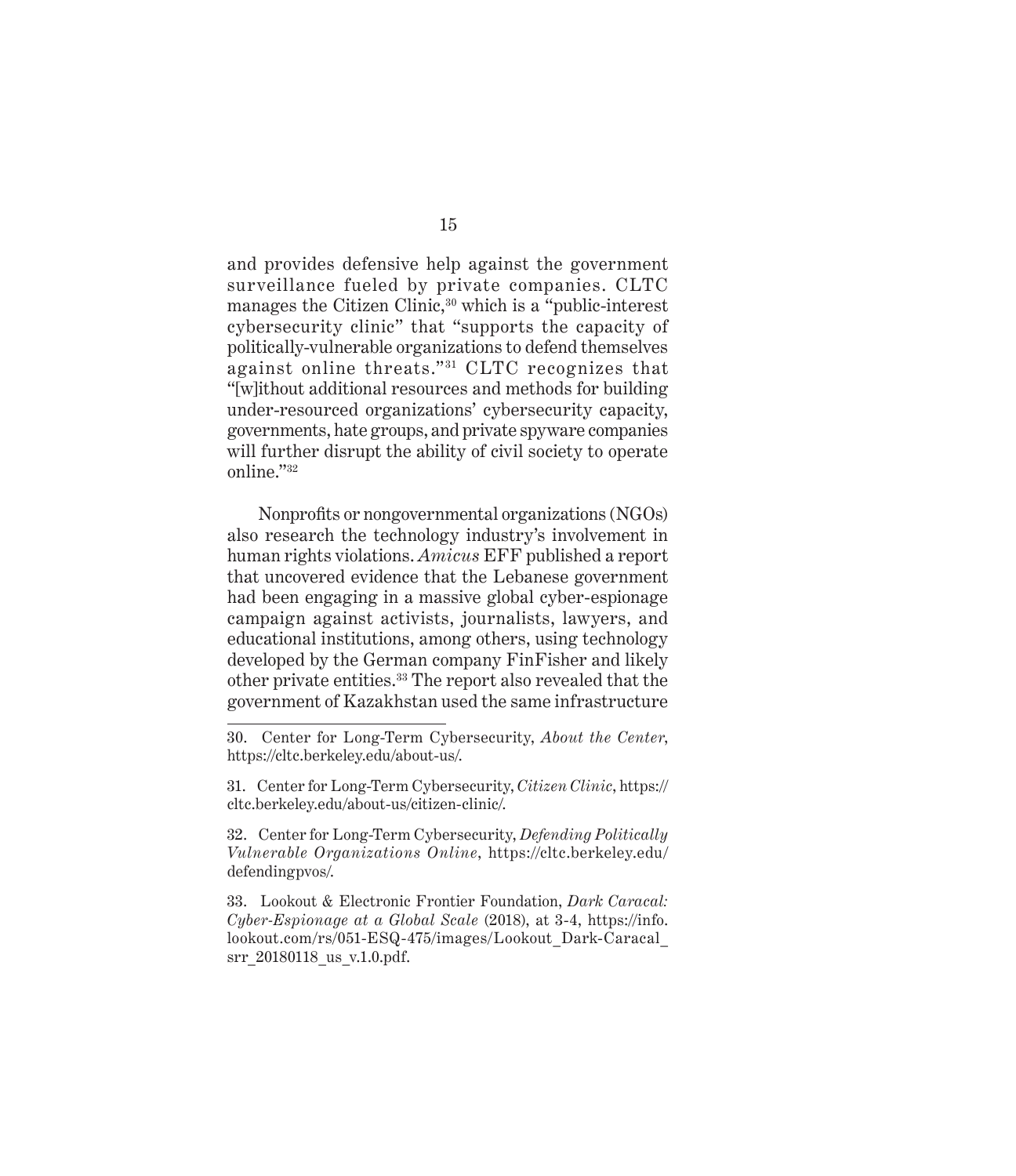and provides defensive help against the government surveillance fueled by private companies. CLTC manages the Citizen Clinic,[30] which is a "public-interest cybersecurity clinic" that "supports the capacity of politically-vulnerable organizations to defend themselves against online threats."[31] CLTC recognizes that "[w]ithout additional resources and methods for building under-resourced organizations' cybersecurity capacity, governments, hate groups, and private spyware companies will further disrupt the ability of civil society to operate online."[32]

Nonprofits or nongovernmental organizations (NGOs) also research the technology industry's involvement in human rights violations. *Amicus* EFF published a report that uncovered evidence that the Lebanese government had been engaging in a massive global cyber-espionage campaign against activists, journalists, lawyers, and educational institutions, among others, using technology developed by the German company FinFisher and likely other private entities.[33] The report also revealed that the government of Kazakhstan used the same infrastructure

---

30. Center for Long-Term Cybersecurity, *About the Center*, https://cltc.berkeley.edu/about-us/.

31. Center for Long-Term Cybersecurity, *Citizen Clinic*, https://cltc.berkeley.edu/about-us/citizen-clinic/.

32. Center for Long-Term Cybersecurity, *Defending Politically Vulnerable Organizations Online*, https://cltc.berkeley.edu/defendingpvos/.

33. Lookout & Electronic Frontier Foundation, *Dark Caracal: Cyber-Espionage at a Global Scale* (2018), at 3-4, https://info.lookout.com/rs/051-ESQ-475/images/Lookout_Dark-Caracal_srr_20180118_us_v.1.0.pdf.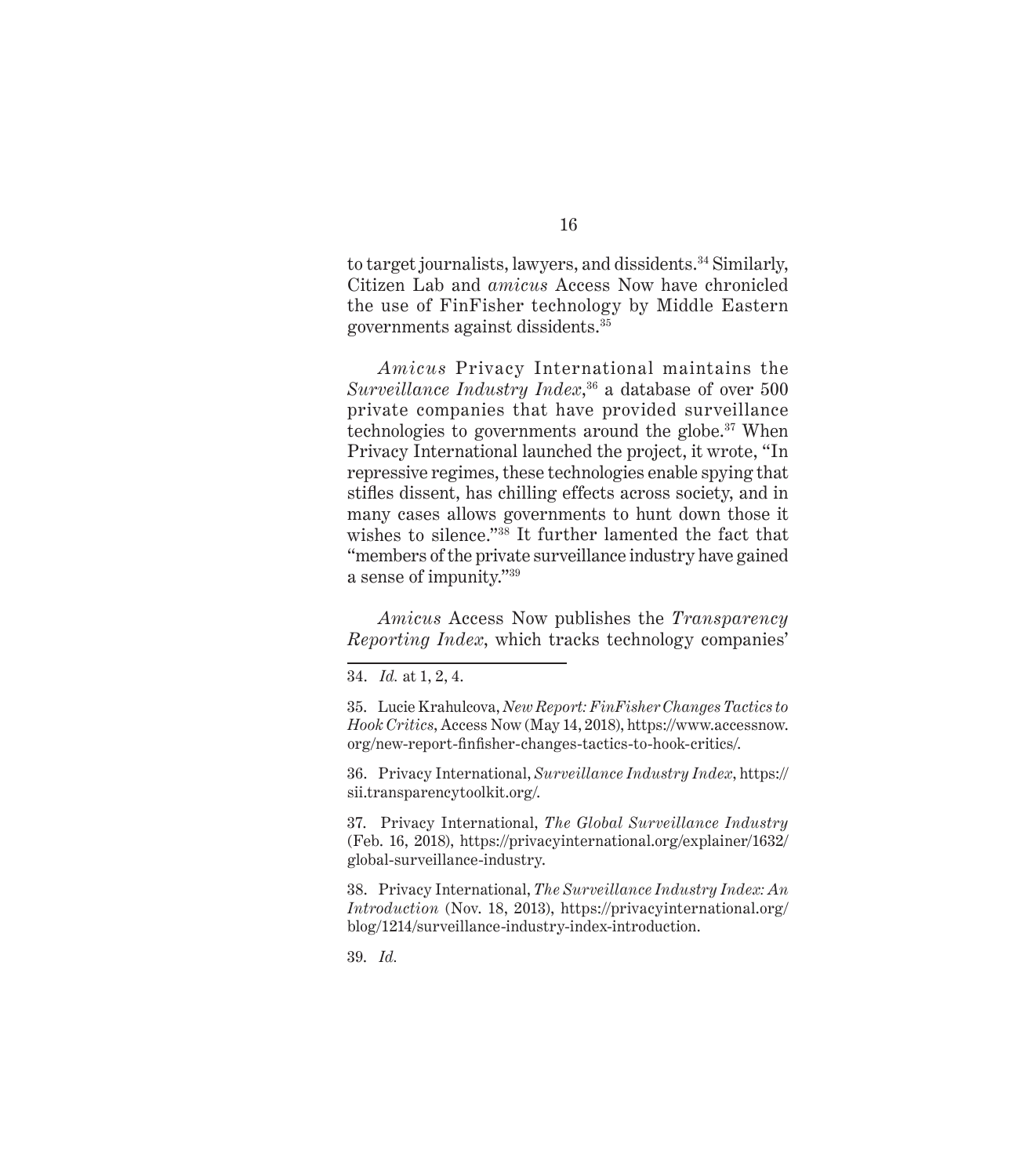to target journalists, lawyers, and dissidents.[34] Similarly, Citizen Lab and *amicus* Access Now have chronicled the use of FinFisher technology by Middle Eastern governments against dissidents.[35]

*Amicus* Privacy International maintains the *Surveillance Industry Index*,[36] a database of over 500 private companies that have provided surveillance technologies to governments around the globe.[37] When Privacy International launched the project, it wrote, "In repressive regimes, these technologies enable spying that stifles dissent, has chilling effects across society, and in many cases allows governments to hunt down those it wishes to silence."[38] It further lamented the fact that "members of the private surveillance industry have gained a sense of impunity."[39]

*Amicus* Access Now publishes the *Transparency Reporting Index*, which tracks technology companies'

---

34. *Id.* at 1, 2, 4.

35. Lucie Krahulcova, *New Report: FinFisher Changes Tactics to Hook Critics*, Access Now (May 14, 2018), https://www.accessnow.org/new-report-finfisher-changes-tactics-to-hook-critics/.

36. Privacy International, *Surveillance Industry Index*, https://sii.transparencytoolkit.org/.

37. Privacy International, *The Global Surveillance Industry* (Feb. 16, 2018), https://privacyinternational.org/explainer/1632/global-surveillance-industry.

38. Privacy International, *The Surveillance Industry Index: An Introduction* (Nov. 18, 2013), https://privacyinternational.org/blog/1214/surveillance-industry-index-introduction.

39. *Id.*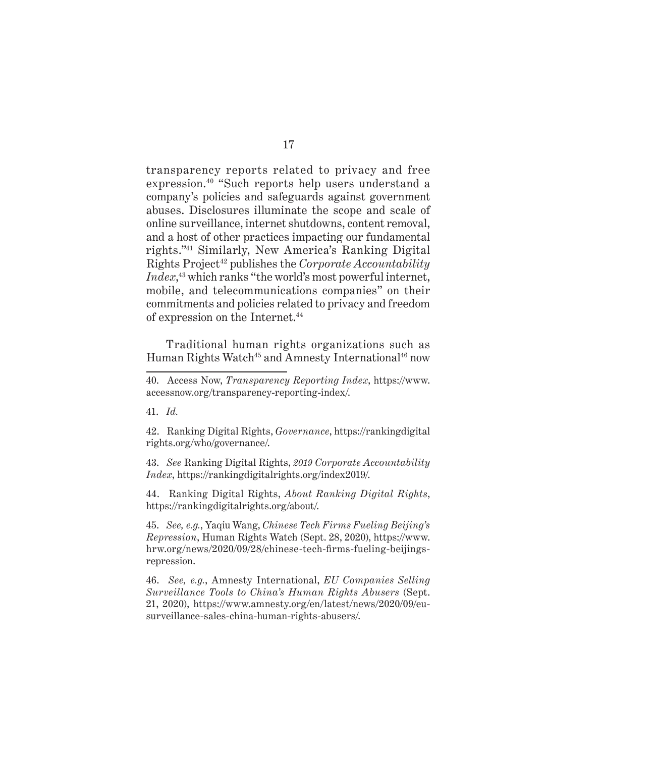transparency reports related to privacy and free expression.[40] "Such reports help users understand a company's policies and safeguards against government abuses. Disclosures illuminate the scope and scale of online surveillance, internet shutdowns, content removal, and a host of other practices impacting our fundamental rights."[41] Similarly, New America's Ranking Digital Rights Project[42] publishes the *Corporate Accountability Index*,[43] which ranks "the world's most powerful internet, mobile, and telecommunications companies" on their commitments and policies related to privacy and freedom of expression on the Internet.[44]

Traditional human rights organizations such as Human Rights Watch[45] and Amnesty International[46] now

---

40. Access Now, *Transparency Reporting Index*, https://www.accessnow.org/transparency-reporting-index/.

41. *Id.*

42. Ranking Digital Rights, *Governance*, https://rankingdigitalrights.org/who/governance/.

43. *See* Ranking Digital Rights, *2019 Corporate Accountability Index*, https://rankingdigitalrights.org/index2019/.

44. Ranking Digital Rights, *About Ranking Digital Rights*, https://rankingdigitalrights.org/about/.

45. *See, e.g.*, Yaqiu Wang, *Chinese Tech Firms Fueling Beijing's Repression*, Human Rights Watch (Sept. 28, 2020), https://www.hrw.org/news/2020/09/28/chinese-tech-firms-fueling-beijings-repression.

46. *See, e.g.*, Amnesty International, *EU Companies Selling Surveillance Tools to China's Human Rights Abusers* (Sept. 21, 2020), https://www.amnesty.org/en/latest/news/2020/09/eu-surveillance-sales-china-human-rights-abusers/.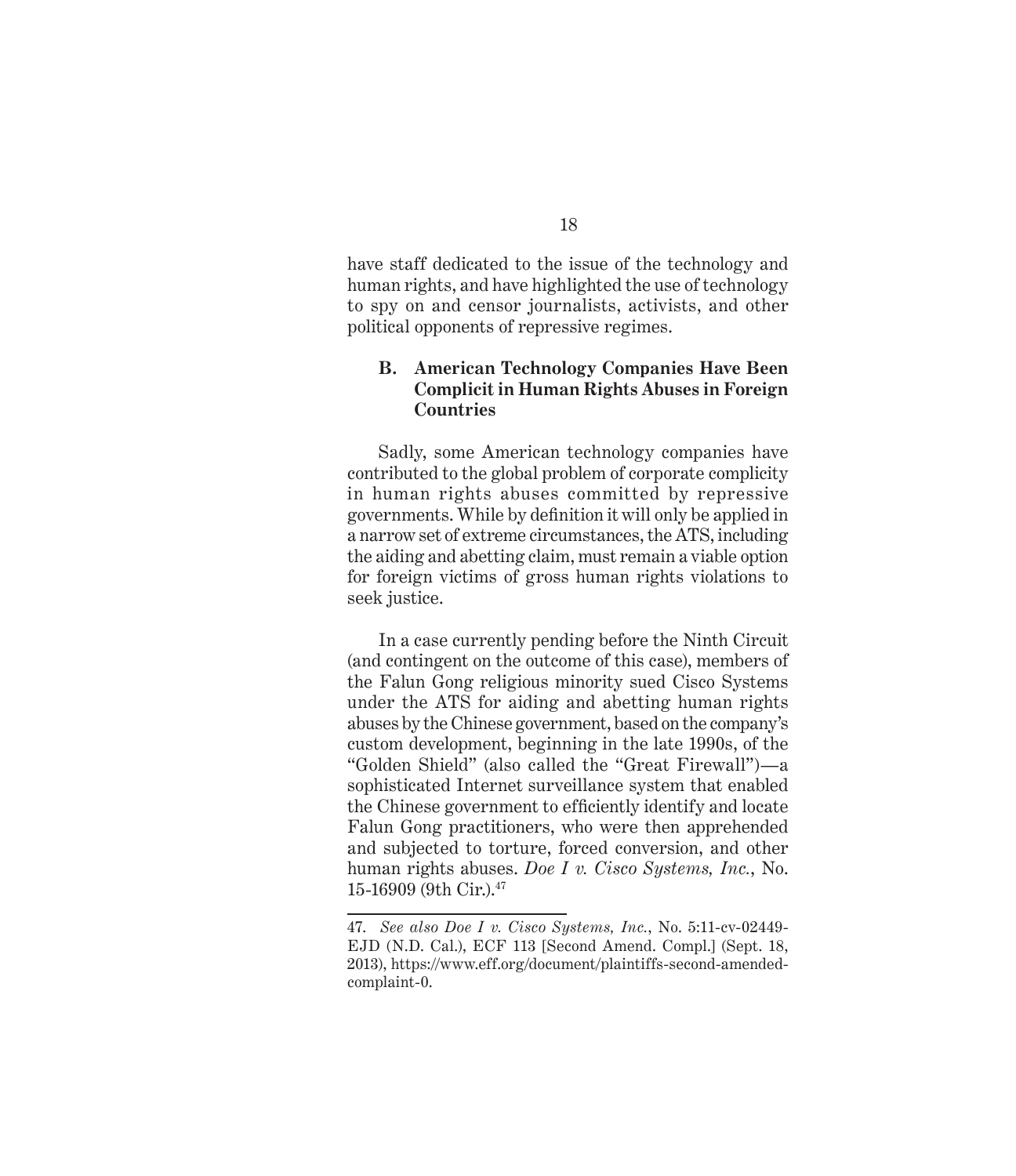have staff dedicated to the issue of the technology and human rights, and have highlighted the use of technology to spy on and censor journalists, activists, and other political opponents of repressive regimes.

### B. American Technology Companies Have Been Complicit in Human Rights Abuses in Foreign Countries

Sadly, some American technology companies have contributed to the global problem of corporate complicity in human rights abuses committed by repressive governments. While by definition it will only be applied in a narrow set of extreme circumstances, the ATS, including the aiding and abetting claim, must remain a viable option for foreign victims of gross human rights violations to seek justice.

In a case currently pending before the Ninth Circuit (and contingent on the outcome of this case), members of the Falun Gong religious minority sued Cisco Systems under the ATS for aiding and abetting human rights abuses by the Chinese government, based on the company's custom development, beginning in the late 1990s, of the "Golden Shield" (also called the "Great Firewall")—a sophisticated Internet surveillance system that enabled the Chinese government to efficiently identify and locate Falun Gong practitioners, who were then apprehended and subjected to torture, forced conversion, and other human rights abuses. *Doe I v. Cisco Systems, Inc.*, No. 15-16909 (9th Cir.).[47]

---

47. *See also Doe I v. Cisco Systems, Inc.*, No. 5:11-cv-02449-EJD (N.D. Cal.), ECF 113 [Second Amend. Compl.] (Sept. 18, 2013), https://www.eff.org/document/plaintiffs-second-amended-complaint-0.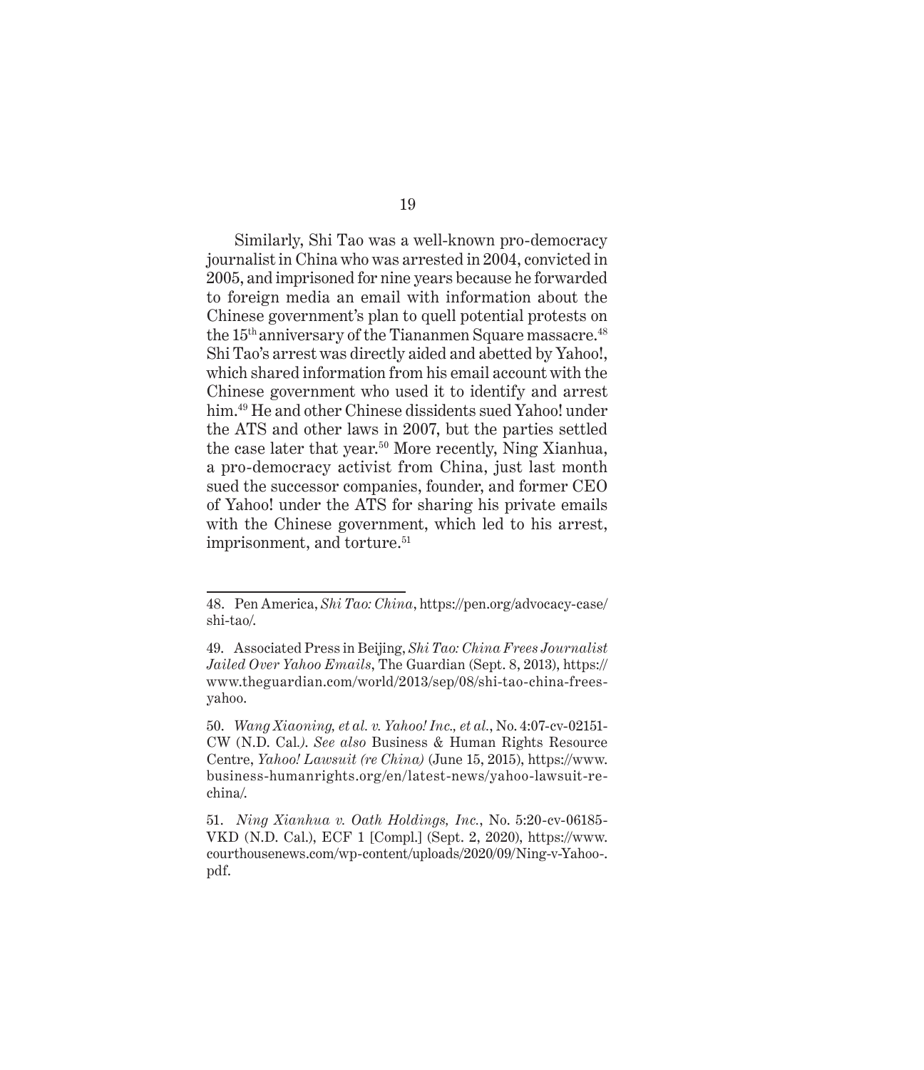Similarly, Shi Tao was a well-known pro-democracy journalist in China who was arrested in 2004, convicted in 2005, and imprisoned for nine years because he forwarded to foreign media an email with information about the Chinese government's plan to quell potential protests on the 15th anniversary of the Tiananmen Square massacre.[48] Shi Tao's arrest was directly aided and abetted by Yahoo!, which shared information from his email account with the Chinese government who used it to identify and arrest him.[49] He and other Chinese dissidents sued Yahoo! under the ATS and other laws in 2007, but the parties settled the case later that year.[50] More recently, Ning Xianhua, a pro-democracy activist from China, just last month sued the successor companies, founder, and former CEO of Yahoo! under the ATS for sharing his private emails with the Chinese government, which led to his arrest, imprisonment, and torture.[51]

---

48. Pen America, *Shi Tao: China*, https://pen.org/advocacy-case/shi-tao/.

49. Associated Press in Beijing, *Shi Tao: China Frees Journalist Jailed Over Yahoo Emails*, The Guardian (Sept. 8, 2013), https://www.theguardian.com/world/2013/sep/08/shi-tao-china-frees-yahoo.

50. *Wang Xiaoning, et al. v. Yahoo! Inc., et al.*, No. 4:07-cv-02151-CW (N.D. Cal.). *See also* Business & Human Rights Resource Centre, *Yahoo! Lawsuit (re China)* (June 15, 2015), https://www.business-humanrights.org/en/latest-news/yahoo-lawsuit-re-china/.

51. *Ning Xianhua v. Oath Holdings, Inc.*, No. 5:20-cv-06185-VKD (N.D. Cal.), ECF 1 [Compl.] (Sept. 2, 2020), https://www.courthousenews.com/wp-content/uploads/2020/09/Ning-v-Yahoo-.pdf.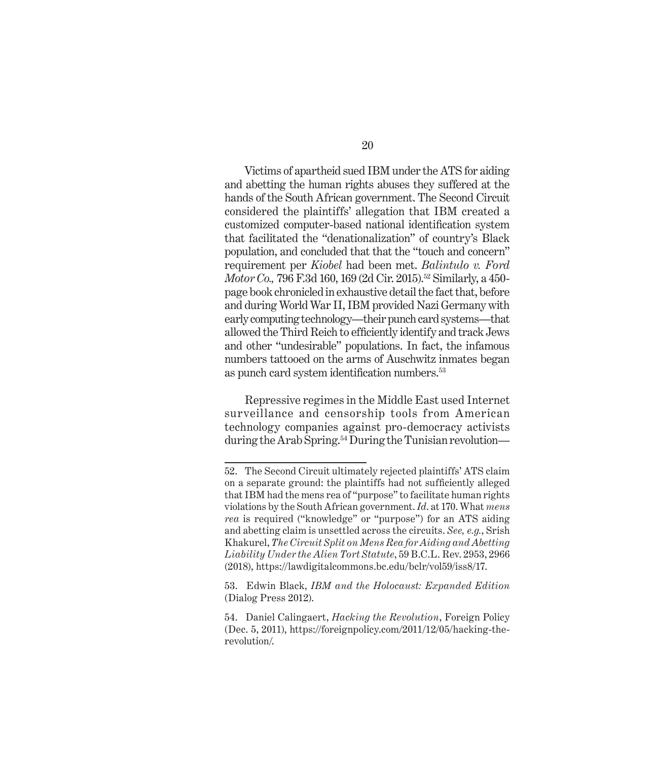Victims of apartheid sued IBM under the ATS for aiding and abetting the human rights abuses they suffered at the hands of the South African government. The Second Circuit considered the plaintiffs' allegation that IBM created a customized computer-based national identification system that facilitated the "denationalization" of country's Black population, and concluded that that the "touch and concern" requirement per *Kiobel* had been met. *Balintulo v. Ford Motor Co.,* 796 F.3d 160, 169 (2d Cir. 2015).[52] Similarly, a 450-page book chronicled in exhaustive detail the fact that, before and during World War II, IBM provided Nazi Germany with early computing technology—their punch card systems—that allowed the Third Reich to efficiently identify and track Jews and other "undesirable" populations. In fact, the infamous numbers tattooed on the arms of Auschwitz inmates began as punch card system identification numbers.[53]

Repressive regimes in the Middle East used Internet surveillance and censorship tools from American technology companies against pro-democracy activists during the Arab Spring.[54] During the Tunisian revolution—

---

52. The Second Circuit ultimately rejected plaintiffs' ATS claim on a separate ground: the plaintiffs had not sufficiently alleged that IBM had the mens rea of "purpose" to facilitate human rights violations by the South African government. *Id*. at 170. What *mens rea* is required ("knowledge" or "purpose") for an ATS aiding and abetting claim is unsettled across the circuits. *See, e.g.*, Srish Khakurel, *The Circuit Split on Mens Rea for Aiding and Abetting Liability Under the Alien Tort Statute*, 59 B.C.L. Rev. 2953, 2966 (2018), https://lawdigitalcommons.bc.edu/bclr/vol59/iss8/17.

53. Edwin Black, *IBM and the Holocaust: Expanded Edition* (Dialog Press 2012).

54. Daniel Calingaert, *Hacking the Revolution*, Foreign Policy (Dec. 5, 2011), https://foreignpolicy.com/2011/12/05/hacking-the-revolution/.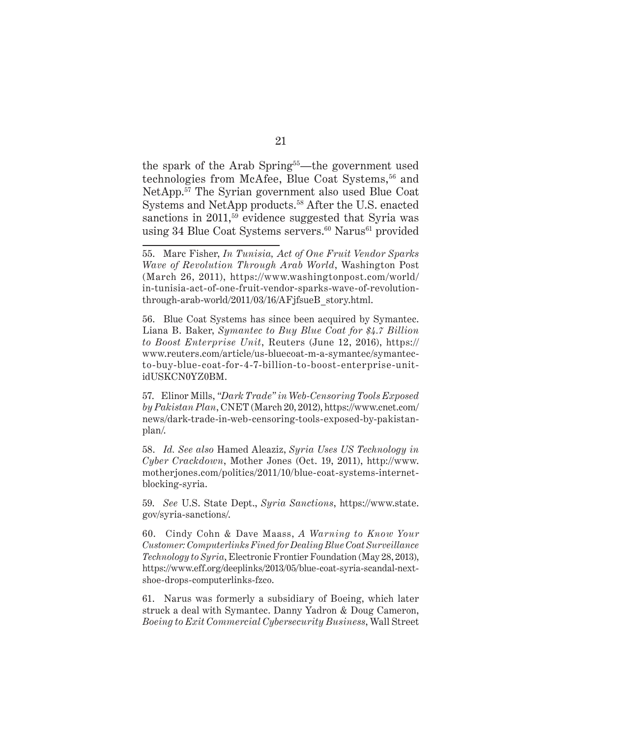the spark of the Arab Spring[55]—the government used technologies from McAfee, Blue Coat Systems,[56] and NetApp.[57] The Syrian government also used Blue Coat Systems and NetApp products.[58] After the U.S. enacted sanctions in 2011,[59] evidence suggested that Syria was using 34 Blue Coat Systems servers.[60] Narus[61] provided

---

55. Marc Fisher, *In Tunisia, Act of One Fruit Vendor Sparks Wave of Revolution Through Arab World*, Washington Post (March 26, 2011), https://www.washingtonpost.com/world/in-tunisia-act-of-one-fruit-vendor-sparks-wave-of-revolution-through-arab-world/2011/03/16/AFjfsueB_story.html.

56. Blue Coat Systems has since been acquired by Symantec. Liana B. Baker, *Symantec to Buy Blue Coat for $4.7 Billion to Boost Enterprise Unit*, Reuters (June 12, 2016), https://www.reuters.com/article/us-bluecoat-m-a-symantec/symantec-to-buy-blue-coat-for-4-7-billion-to-boost-enterprise-unit-idUSKCN0YZ0BM.

57. Elinor Mills, *"Dark Trade" in Web-Censoring Tools Exposed by Pakistan Plan*, CNET (March 20, 2012), https://www.cnet.com/news/dark-trade-in-web-censoring-tools-exposed-by-pakistan-plan/.

58. *Id. See also* Hamed Aleaziz, *Syria Uses US Technology in Cyber Crackdown*, Mother Jones (Oct. 19, 2011), http://www.motherjones.com/politics/2011/10/blue-coat-systems-internet-blocking-syria.

59. *See* U.S. State Dept., *Syria Sanctions*, https://www.state.gov/syria-sanctions/.

60. Cindy Cohn & Dave Maass, *A Warning to Know Your Customer: Computerlinks Fined for Dealing Blue Coat Surveillance Technology to Syria*, Electronic Frontier Foundation (May 28, 2013), https://www.eff.org/deeplinks/2013/05/blue-coat-syria-scandal-next-shoe-drops-computerlinks-fzco.

61. Narus was formerly a subsidiary of Boeing, which later struck a deal with Symantec. Danny Yadron & Doug Cameron, *Boeing to Exit Commercial Cybersecurity Business*, Wall Street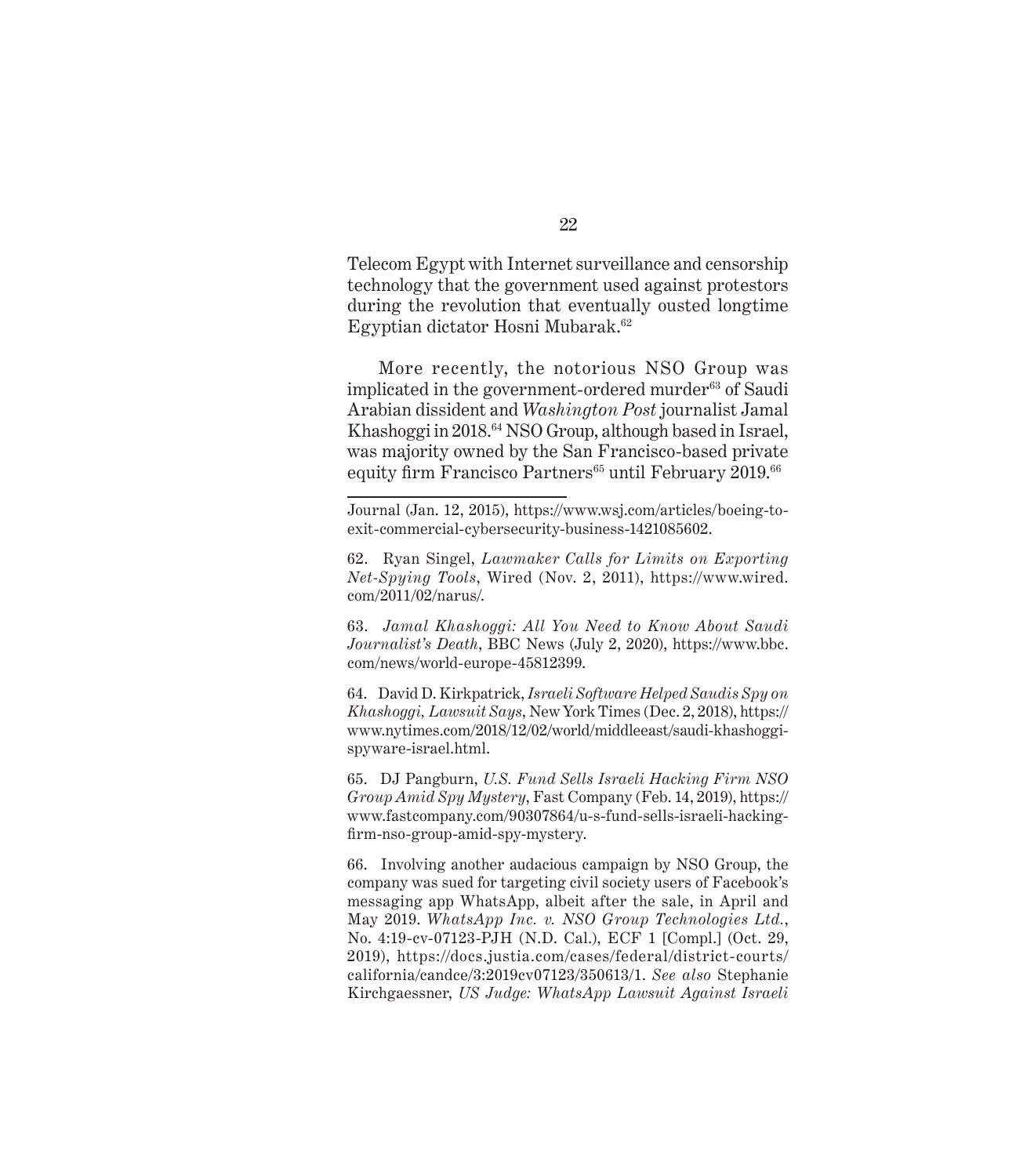Telecom Egypt with Internet surveillance and censorship technology that the government used against protestors during the revolution that eventually ousted longtime Egyptian dictator Hosni Mubarak.[62]

More recently, the notorious NSO Group was implicated in the government-ordered murder[63] of Saudi Arabian dissident and *Washington Post* journalist Jamal Khashoggi in 2018.[64] NSO Group, although based in Israel, was majority owned by the San Francisco-based private equity firm Francisco Partners[65] until February 2019.[66]

---

Journal (Jan. 12, 2015), https://www.wsj.com/articles/boeing-to-exit-commercial-cybersecurity-business-1421085602.

62. Ryan Singel, *Lawmaker Calls for Limits on Exporting Net-Spying Tools*, Wired (Nov. 2, 2011), https://www.wired.com/2011/02/narus/.

63. *Jamal Khashoggi: All You Need to Know About Saudi Journalist's Death*, BBC News (July 2, 2020), https://www.bbc.com/news/world-europe-45812399.

64. David D. Kirkpatrick, *Israeli Software Helped Saudis Spy on Khashoggi, Lawsuit Says*, New York Times (Dec. 2, 2018), https://www.nytimes.com/2018/12/02/world/middleeast/saudi-khashoggi-spyware-israel.html.

65. DJ Pangburn, *U.S. Fund Sells Israeli Hacking Firm NSO Group Amid Spy Mystery*, Fast Company (Feb. 14, 2019), https://www.fastcompany.com/90307864/u-s-fund-sells-israeli-hacking-firm-nso-group-amid-spy-mystery.

66. Involving another audacious campaign by NSO Group, the company was sued for targeting civil society users of Facebook's messaging app WhatsApp, albeit after the sale, in April and May 2019. *WhatsApp Inc. v. NSO Group Technologies Ltd.*, No. 4:19-cv-07123-PJH (N.D. Cal.), ECF 1 [Compl.] (Oct. 29, 2019), https://docs.justia.com/cases/federal/district-courts/california/candce/3:2019cv07123/350613/1. *See also* Stephanie Kirchgaessner, *US Judge: WhatsApp Lawsuit Against Israeli*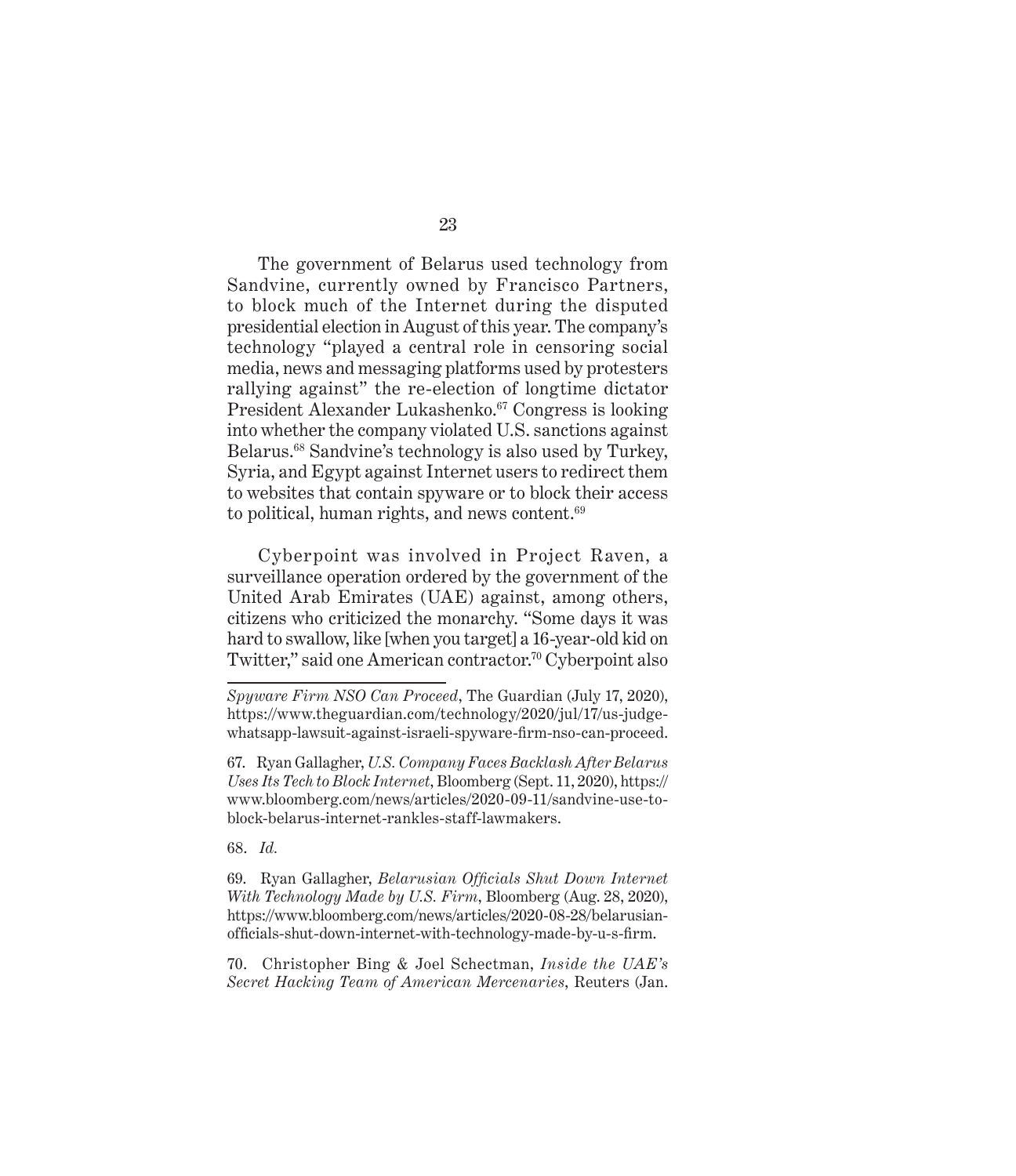The government of Belarus used technology from Sandvine, currently owned by Francisco Partners, to block much of the Internet during the disputed presidential election in August of this year. The company's technology "played a central role in censoring social media, news and messaging platforms used by protesters rallying against" the re-election of longtime dictator President Alexander Lukashenko.[67] Congress is looking into whether the company violated U.S. sanctions against Belarus.[68] Sandvine's technology is also used by Turkey, Syria, and Egypt against Internet users to redirect them to websites that contain spyware or to block their access to political, human rights, and news content.[69]

Cyberpoint was involved in Project Raven, a surveillance operation ordered by the government of the United Arab Emirates (UAE) against, among others, citizens who criticized the monarchy. "Some days it was hard to swallow, like [when you target] a 16-year-old kid on Twitter," said one American contractor.[70] Cyberpoint also

---

*Spyware Firm NSO Can Proceed*, The Guardian (July 17, 2020), https://www.theguardian.com/technology/2020/jul/17/us-judge-whatsapp-lawsuit-against-israeli-spyware-firm-nso-can-proceed.

67. Ryan Gallagher, *U.S. Company Faces Backlash After Belarus Uses Its Tech to Block Internet*, Bloomberg (Sept. 11, 2020), https://www.bloomberg.com/news/articles/2020-09-11/sandvine-use-to-block-belarus-internet-rankles-staff-lawmakers.

68. *Id.*

69. Ryan Gallagher, *Belarusian Officials Shut Down Internet With Technology Made by U.S. Firm*, Bloomberg (Aug. 28, 2020), https://www.bloomberg.com/news/articles/2020-08-28/belarusian-officials-shut-down-internet-with-technology-made-by-u-s-firm.

70. Christopher Bing & Joel Schectman, *Inside the UAE's Secret Hacking Team of American Mercenaries*, Reuters (Jan.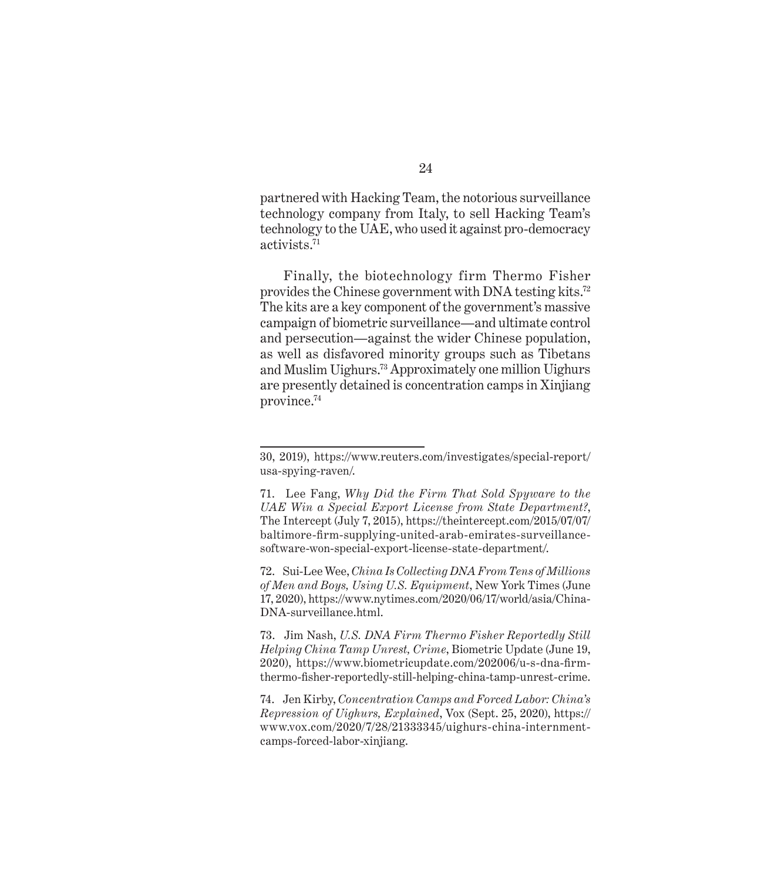partnered with Hacking Team, the notorious surveillance technology company from Italy, to sell Hacking Team's technology to the UAE, who used it against pro-democracy activists.[71]

Finally, the biotechnology firm Thermo Fisher provides the Chinese government with DNA testing kits.[72] The kits are a key component of the government's massive campaign of biometric surveillance—and ultimate control and persecution—against the wider Chinese population, as well as disfavored minority groups such as Tibetans and Muslim Uighurs.[73] Approximately one million Uighurs are presently detained is concentration camps in Xinjiang province.[74]

---

30, 2019), https://www.reuters.com/investigates/special-report/usa-spying-raven/.

71. Lee Fang, *Why Did the Firm That Sold Spyware to the UAE Win a Special Export License from State Department?*, The Intercept (July 7, 2015), https://theintercept.com/2015/07/07/baltimore-firm-supplying-united-arab-emirates-surveillance-software-won-special-export-license-state-department/.

72. Sui-Lee Wee, *China Is Collecting DNA From Tens of Millions of Men and Boys, Using U.S. Equipment*, New York Times (June 17, 2020), https://www.nytimes.com/2020/06/17/world/asia/China-DNA-surveillance.html.

73. Jim Nash, *U.S. DNA Firm Thermo Fisher Reportedly Still Helping China Tamp Unrest, Crime*, Biometric Update (June 19, 2020), https://www.biometricupdate.com/202006/u-s-dna-firm-thermo-fisher-reportedly-still-helping-china-tamp-unrest-crime.

74. Jen Kirby, *Concentration Camps and Forced Labor: China's Repression of Uighurs, Explained*, Vox (Sept. 25, 2020), https://www.vox.com/2020/7/28/21333345/uighurs-china-internment-camps-forced-labor-xinjiang.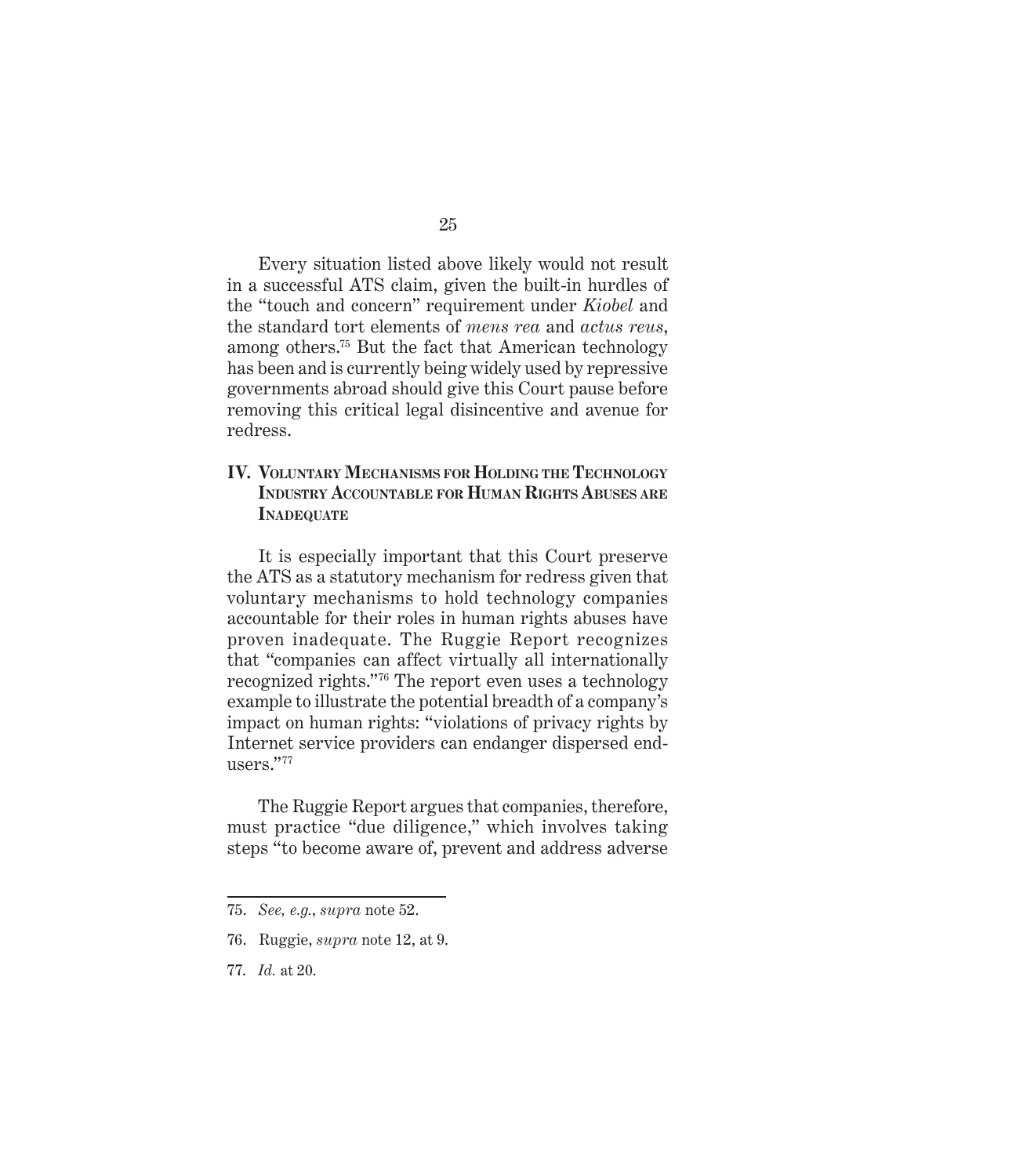Every situation listed above likely would not result in a successful ATS claim, given the built-in hurdles of the "touch and concern" requirement under *Kiobel* and the standard tort elements of *mens rea* and *actus reus*, among others.[75] But the fact that American technology has been and is currently being widely used by repressive governments abroad should give this Court pause before removing this critical legal disincentive and avenue for redress.

## IV. Voluntary Mechanisms for Holding the Technology Industry Accountable for Human Rights Abuses are Inadequate

It is especially important that this Court preserve the ATS as a statutory mechanism for redress given that voluntary mechanisms to hold technology companies accountable for their roles in human rights abuses have proven inadequate. The Ruggie Report recognizes that "companies can affect virtually all internationally recognized rights."[76] The report even uses a technology example to illustrate the potential breadth of a company's impact on human rights: "violations of privacy rights by Internet service providers can endanger dispersed end-users."[77]

The Ruggie Report argues that companies, therefore, must practice "due diligence," which involves taking steps "to become aware of, prevent and address adverse

---

75. *See, e.g.*, *supra* note 52.

76. Ruggie, *supra* note 12, at 9.

77. *Id.* at 20.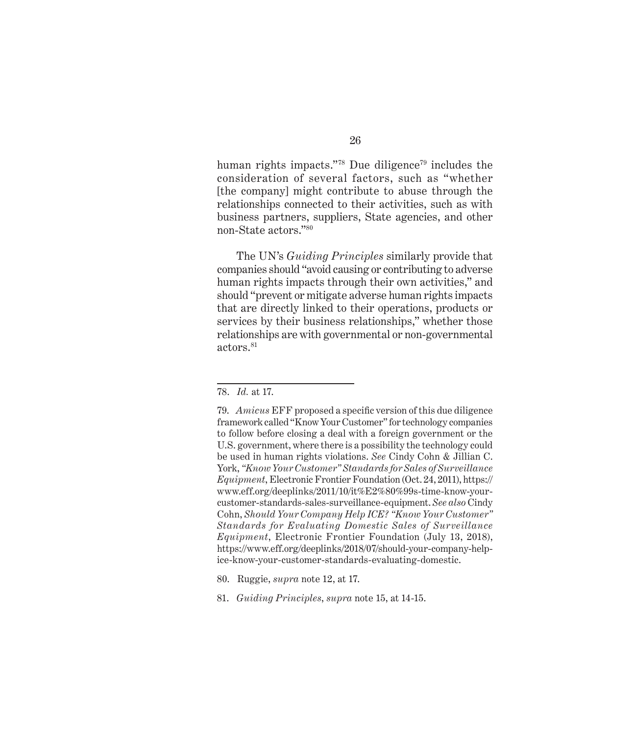human rights impacts."[78] Due diligence[79] includes the consideration of several factors, such as "whether [the company] might contribute to abuse through the relationships connected to their activities, such as with business partners, suppliers, State agencies, and other non-State actors."[80]

The UN's *Guiding Principles* similarly provide that companies should "avoid causing or contributing to adverse human rights impacts through their own activities," and should "prevent or mitigate adverse human rights impacts that are directly linked to their operations, products or services by their business relationships," whether those relationships are with governmental or non-governmental actors.[81]

---

78. *Id.* at 17.

79. *Amicus* EFF proposed a specific version of this due diligence framework called "Know Your Customer" for technology companies to follow before closing a deal with a foreign government or the U.S. government, where there is a possibility the technology could be used in human rights violations. *See* Cindy Cohn & Jillian C. York, *"Know Your Customer" Standards for Sales of Surveillance Equipment*, Electronic Frontier Foundation (Oct. 24, 2011), https://www.eff.org/deeplinks/2011/10/it%E2%80%99s-time-know-your-customer-standards-sales-surveillance-equipment. *See also* Cindy Cohn, *Should Your Company Help ICE? "Know Your Customer" Standards for Evaluating Domestic Sales of Surveillance Equipment*, Electronic Frontier Foundation (July 13, 2018), https://www.eff.org/deeplinks/2018/07/should-your-company-help-ice-know-your-customer-standards-evaluating-domestic.

80. Ruggie, *supra* note 12, at 17.

81. *Guiding Principles*, *supra* note 15, at 14-15.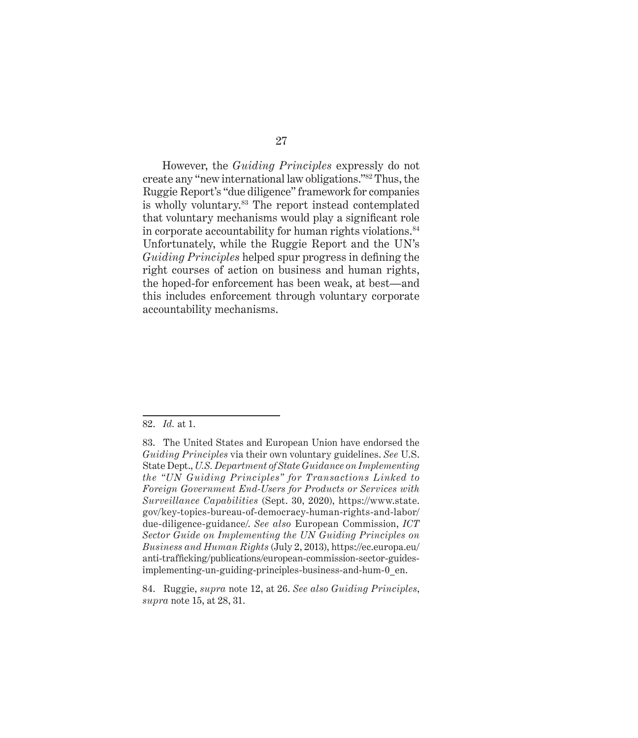However, the *Guiding Principles* expressly do not create any "new international law obligations."[82] Thus, the Ruggie Report's "due diligence" framework for companies is wholly voluntary.[83] The report instead contemplated that voluntary mechanisms would play a significant role in corporate accountability for human rights violations.[84] Unfortunately, while the Ruggie Report and the UN's *Guiding Principles* helped spur progress in defining the right courses of action on business and human rights, the hoped-for enforcement has been weak, at best—and this includes enforcement through voluntary corporate accountability mechanisms.

---

82. *Id.* at 1.

83. The United States and European Union have endorsed the *Guiding Principles* via their own voluntary guidelines. *See* U.S. State Dept., *U.S. Department of State Guidance on Implementing the "UN Guiding Principles" for Transactions Linked to Foreign Government End-Users for Products or Services with Surveillance Capabilities* (Sept. 30, 2020), https://www.state.gov/key-topics-bureau-of-democracy-human-rights-and-labor/due-diligence-guidance/. *See also* European Commission, *ICT Sector Guide on Implementing the UN Guiding Principles on Business and Human Rights* (July 2, 2013), https://ec.europa.eu/anti-trafficking/publications/european-commission-sector-guides-implementing-un-guiding-principles-business-and-hum-0_en.

84. Ruggie, *supra* note 12, at 26. *See also Guiding Principles*, *supra* note 15, at 28, 31.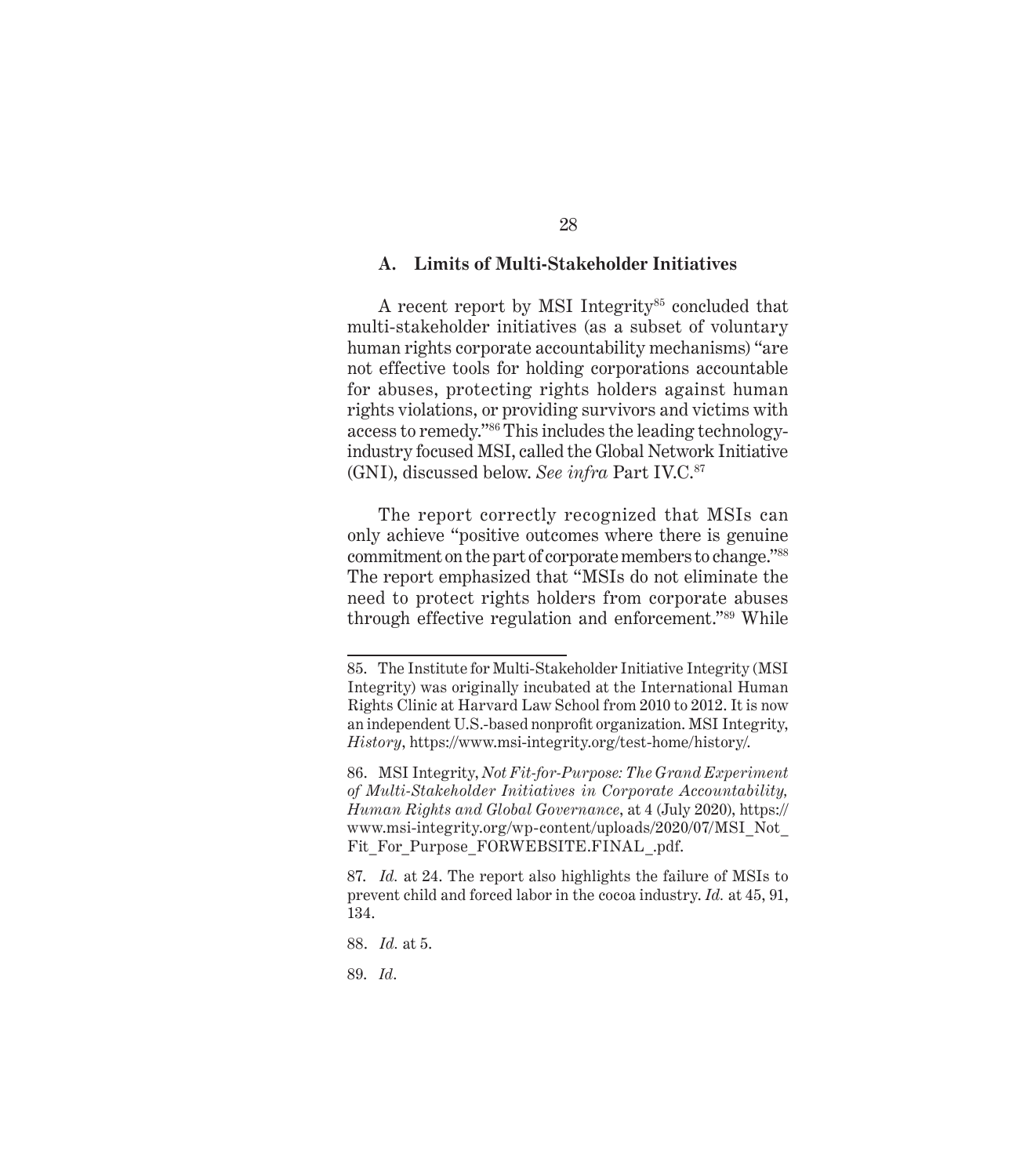### A. Limits of Multi-Stakeholder Initiatives

A recent report by MSI Integrity[85] concluded that multi-stakeholder initiatives (as a subset of voluntary human rights corporate accountability mechanisms) "are not effective tools for holding corporations accountable for abuses, protecting rights holders against human rights violations, or providing survivors and victims with access to remedy."[86] This includes the leading technology-industry focused MSI, called the Global Network Initiative (GNI), discussed below. *See infra* Part IV.C.[87]

The report correctly recognized that MSIs can only achieve "positive outcomes where there is genuine commitment on the part of corporate members to change."[88] The report emphasized that "MSIs do not eliminate the need to protect rights holders from corporate abuses through effective regulation and enforcement."[89] While

---

85. The Institute for Multi-Stakeholder Initiative Integrity (MSI Integrity) was originally incubated at the International Human Rights Clinic at Harvard Law School from 2010 to 2012. It is now an independent U.S.-based nonprofit organization. MSI Integrity, *History*, https://www.msi-integrity.org/test-home/history/.

86. MSI Integrity, *Not Fit-for-Purpose: The Grand Experiment of Multi-Stakeholder Initiatives in Corporate Accountability, Human Rights and Global Governance*, at 4 (July 2020), https://www.msi-integrity.org/wp-content/uploads/2020/07/MSI_Not_Fit_For_Purpose_FORWEBSITE.FINAL_.pdf.

87. *Id.* at 24. The report also highlights the failure of MSIs to prevent child and forced labor in the cocoa industry. *Id.* at 45, 91, 134.

88. *Id.* at 5.

89. *Id.*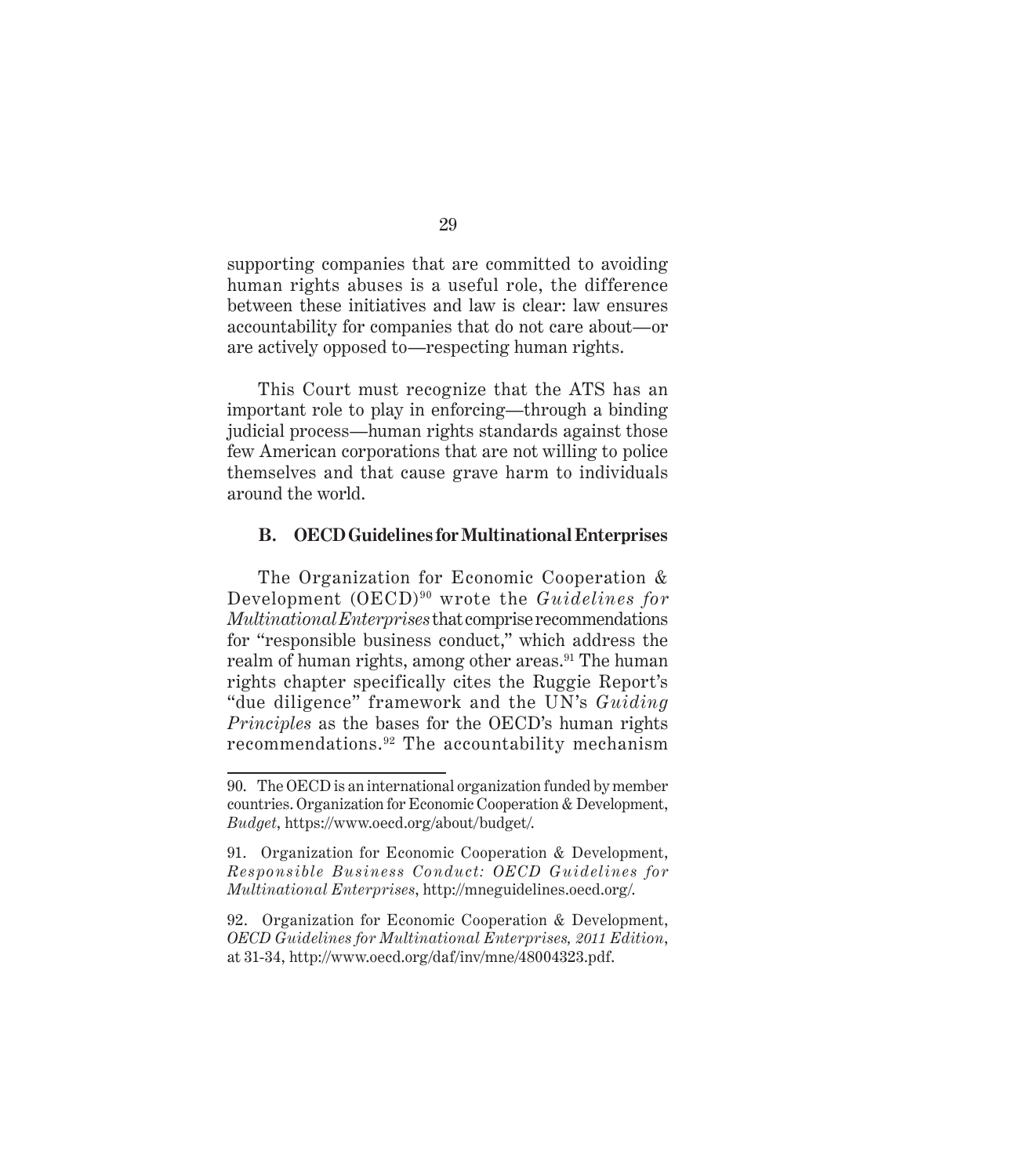supporting companies that are committed to avoiding human rights abuses is a useful role, the difference between these initiatives and law is clear: law ensures accountability for companies that do not care about—or are actively opposed to—respecting human rights.

This Court must recognize that the ATS has an important role to play in enforcing—through a binding judicial process—human rights standards against those few American corporations that are not willing to police themselves and that cause grave harm to individuals around the world.

### B. OECD Guidelines for Multinational Enterprises

The Organization for Economic Cooperation & Development (OECD)[90] wrote the *Guidelines for Multinational Enterprises* that comprise recommendations for "responsible business conduct," which address the realm of human rights, among other areas.[91] The human rights chapter specifically cites the Ruggie Report's "due diligence" framework and the UN's *Guiding Principles* as the bases for the OECD's human rights recommendations.[92] The accountability mechanism

---

90. The OECD is an international organization funded by member countries. Organization for Economic Cooperation & Development, *Budget*, https://www.oecd.org/about/budget/.

91. Organization for Economic Cooperation & Development, *Responsible Business Conduct: OECD Guidelines for Multinational Enterprises*, http://mneguidelines.oecd.org/.

92. Organization for Economic Cooperation & Development, *OECD Guidelines for Multinational Enterprises, 2011 Edition*, at 31-34, http://www.oecd.org/daf/inv/mne/48004323.pdf.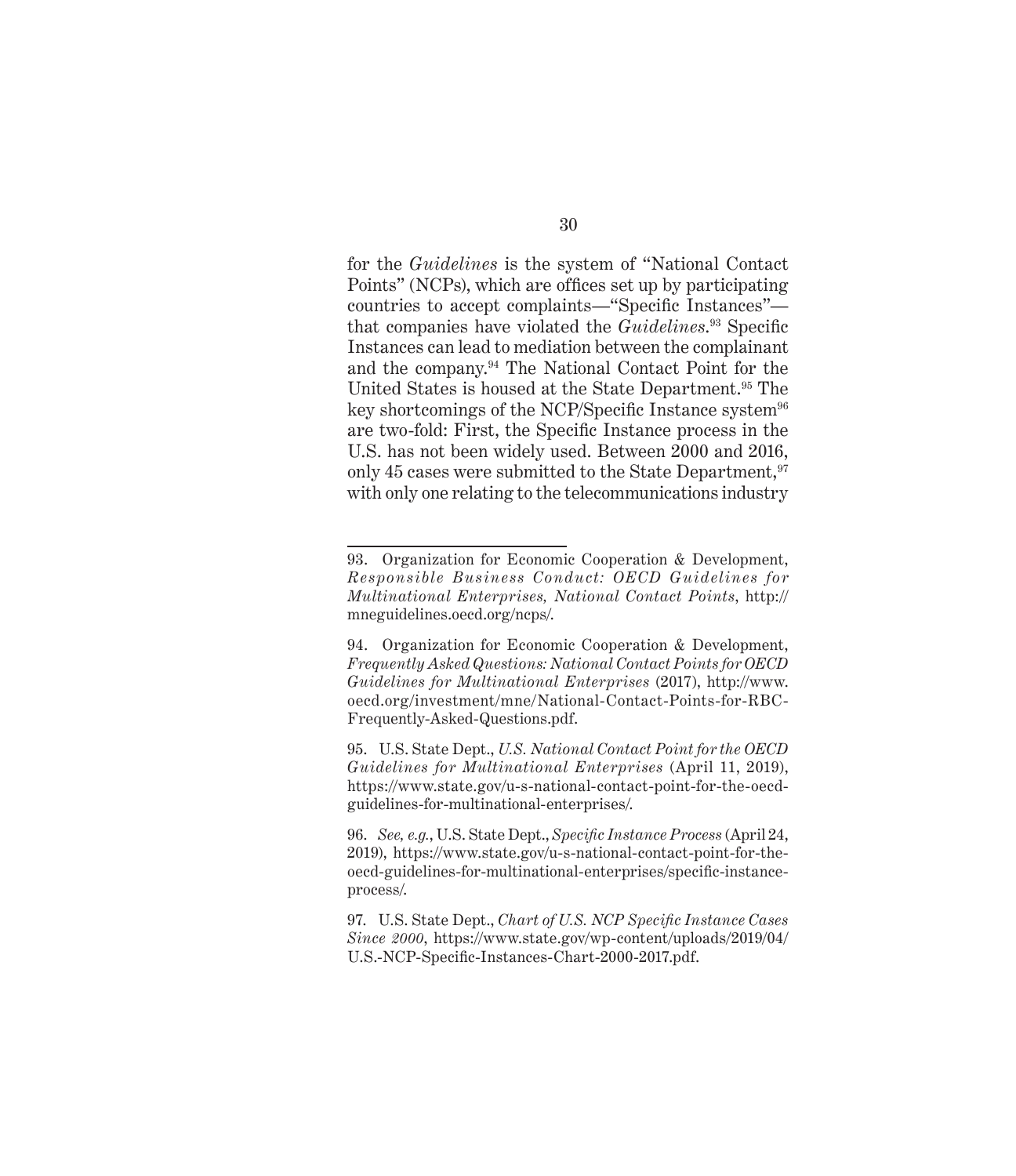for the *Guidelines* is the system of "National Contact Points" (NCPs), which are offices set up by participating countries to accept complaints—"Specific Instances"—that companies have violated the *Guidelines*.[93] Specific Instances can lead to mediation between the complainant and the company.[94] The National Contact Point for the United States is housed at the State Department.[95] The key shortcomings of the NCP/Specific Instance system[96] are two-fold: First, the Specific Instance process in the U.S. has not been widely used. Between 2000 and 2016, only 45 cases were submitted to the State Department,[97] with only one relating to the telecommunications industry

---

93. Organization for Economic Cooperation & Development, *Responsible Business Conduct: OECD Guidelines for Multinational Enterprises, National Contact Points*, http://mneguidelines.oecd.org/ncps/.

94. Organization for Economic Cooperation & Development, *Frequently Asked Questions: National Contact Points for OECD Guidelines for Multinational Enterprises* (2017), http://www.oecd.org/investment/mne/National-Contact-Points-for-RBC-Frequently-Asked-Questions.pdf.

95. U.S. State Dept., *U.S. National Contact Point for the OECD Guidelines for Multinational Enterprises* (April 11, 2019), https://www.state.gov/u-s-national-contact-point-for-the-oecd-guidelines-for-multinational-enterprises/.

96. *See, e.g.*, U.S. State Dept., *Specific Instance Process* (April 24, 2019), https://www.state.gov/u-s-national-contact-point-for-the-oecd-guidelines-for-multinational-enterprises/specific-instance-process/.

97. U.S. State Dept., *Chart of U.S. NCP Specific Instance Cases Since 2000*, https://www.state.gov/wp-content/uploads/2019/04/U.S.-NCP-Specific-Instances-Chart-2000-2017.pdf.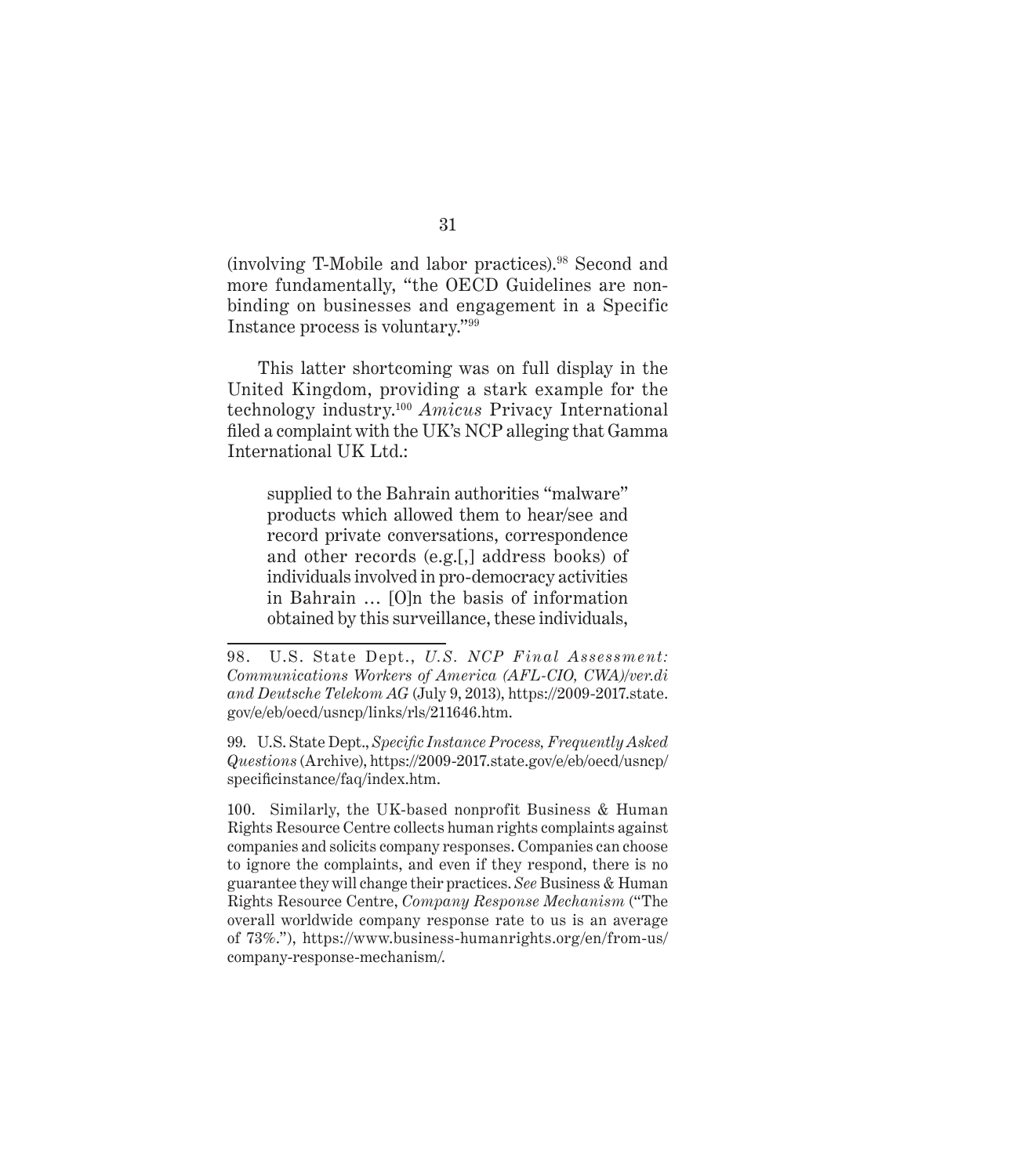(involving T-Mobile and labor practices).[98] Second and more fundamentally, "the OECD Guidelines are non-binding on businesses and engagement in a Specific Instance process is voluntary."[99]

This latter shortcoming was on full display in the United Kingdom, providing a stark example for the technology industry.[100] *Amicus* Privacy International filed a complaint with the UK's NCP alleging that Gamma International UK Ltd.:

> supplied to the Bahrain authorities "malware" products which allowed them to hear/see and record private conversations, correspondence and other records (e.g.[,] address books) of individuals involved in pro-democracy activities in Bahrain … [O]n the basis of information obtained by this surveillance, these individuals,

---

98. U.S. State Dept., *U.S. NCP Final Assessment: Communications Workers of America (AFL-CIO, CWA)/ver.di and Deutsche Telekom AG* (July 9, 2013), https://2009-2017.state.gov/e/eb/oecd/usncp/links/rls/211646.htm.

99. U.S. State Dept., *Specific Instance Process, Frequently Asked Questions* (Archive), https://2009-2017.state.gov/e/eb/oecd/usncp/specificinstance/faq/index.htm.

100. Similarly, the UK-based nonprofit Business & Human Rights Resource Centre collects human rights complaints against companies and solicits company responses. Companies can choose to ignore the complaints, and even if they respond, there is no guarantee they will change their practices. *See* Business & Human Rights Resource Centre, *Company Response Mechanism* ("The overall worldwide company response rate to us is an average of 73%."), https://www.business-humanrights.org/en/from-us/company-response-mechanism/.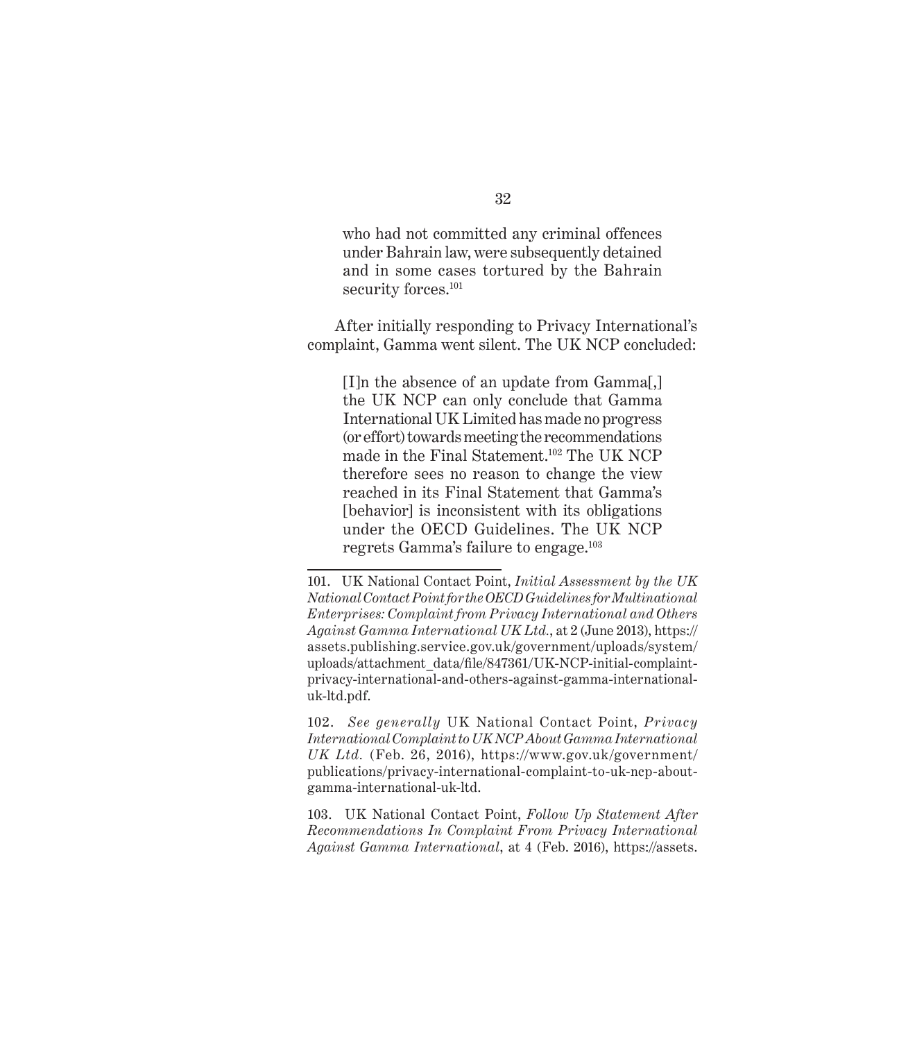> who had not committed any criminal offences under Bahrain law, were subsequently detained and in some cases tortured by the Bahrain security forces.[101]

After initially responding to Privacy International's complaint, Gamma went silent. The UK NCP concluded:

> [I]n the absence of an update from Gamma[,] the UK NCP can only conclude that Gamma International UK Limited has made no progress (or effort) towards meeting the recommendations made in the Final Statement.[102] The UK NCP therefore sees no reason to change the view reached in its Final Statement that Gamma's [behavior] is inconsistent with its obligations under the OECD Guidelines. The UK NCP regrets Gamma's failure to engage.[103]

---

101. UK National Contact Point, *Initial Assessment by the UK National Contact Point for the OECD Guidelines for Multinational Enterprises: Complaint from Privacy International and Others Against Gamma International UK Ltd.*, at 2 (June 2013), https://assets.publishing.service.gov.uk/government/uploads/system/uploads/attachment_data/file/847361/UK-NCP-initial-complaint-privacy-international-and-others-against-gamma-international-uk-ltd.pdf.

102. *See generally* UK National Contact Point, *Privacy International Complaint to UK NCP About Gamma International UK Ltd.* (Feb. 26, 2016), https://www.gov.uk/government/publications/privacy-international-complaint-to-uk-ncp-about-gamma-international-uk-ltd.

103. UK National Contact Point, *Follow Up Statement After Recommendations In Complaint From Privacy International Against Gamma International*, at 4 (Feb. 2016), https://assets.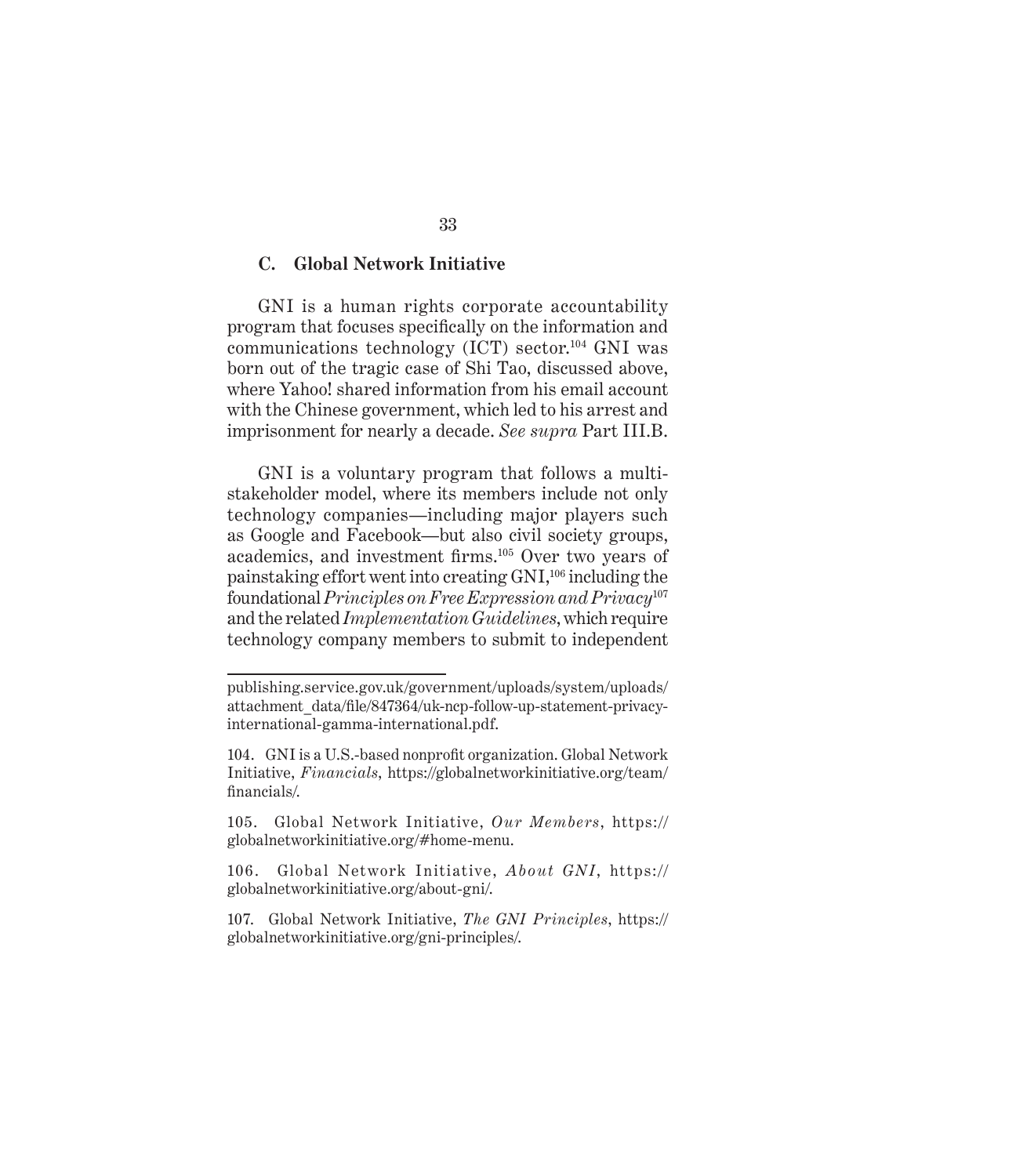### C. Global Network Initiative

GNI is a human rights corporate accountability program that focuses specifically on the information and communications technology (ICT) sector.[104] GNI was born out of the tragic case of Shi Tao, discussed above, where Yahoo! shared information from his email account with the Chinese government, which led to his arrest and imprisonment for nearly a decade. *See supra* Part III.B.

GNI is a voluntary program that follows a multi-stakeholder model, where its members include not only technology companies—including major players such as Google and Facebook—but also civil society groups, academics, and investment firms.[105] Over two years of painstaking effort went into creating GNI,[106] including the foundational *Principles on Free Expression and Privacy*[107] and the related *Implementation Guidelines*, which require technology company members to submit to independent

---

publishing.service.gov.uk/government/uploads/system/uploads/attachment_data/file/847364/uk-ncp-follow-up-statement-privacy-international-gamma-international.pdf.

104. GNI is a U.S.-based nonprofit organization. Global Network Initiative, *Financials*, https://globalnetworkinitiative.org/team/financials/.

105. Global Network Initiative, *Our Members*, https://globalnetworkinitiative.org/#home-menu.

106. Global Network Initiative, *About GNI*, https://globalnetworkinitiative.org/about-gni/.

107. Global Network Initiative, *The GNI Principles*, https://globalnetworkinitiative.org/gni-principles/.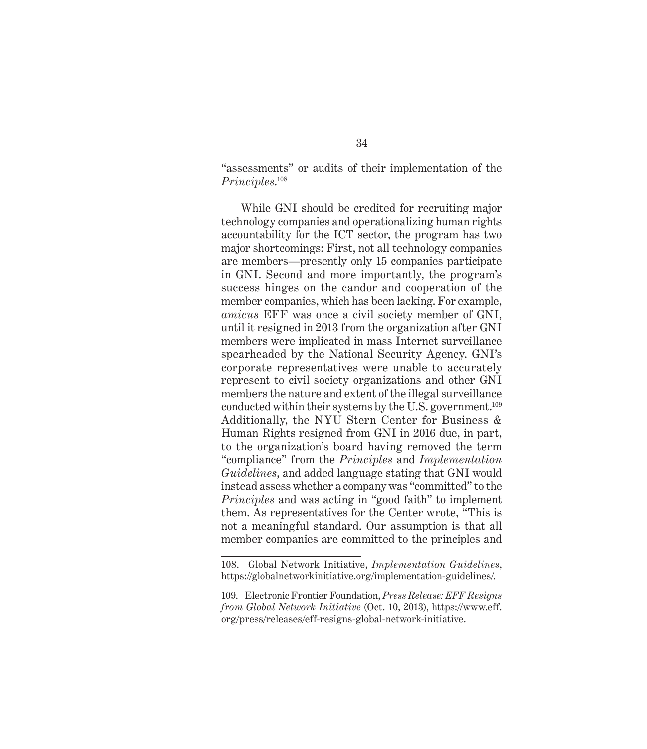"assessments" or audits of their implementation of the *Principles*.[108]

While GNI should be credited for recruiting major technology companies and operationalizing human rights accountability for the ICT sector, the program has two major shortcomings: First, not all technology companies are members—presently only 15 companies participate in GNI. Second and more importantly, the program's success hinges on the candor and cooperation of the member companies, which has been lacking. For example, *amicus* EFF was once a civil society member of GNI, until it resigned in 2013 from the organization after GNI members were implicated in mass Internet surveillance spearheaded by the National Security Agency. GNI's corporate representatives were unable to accurately represent to civil society organizations and other GNI members the nature and extent of the illegal surveillance conducted within their systems by the U.S. government.[109] Additionally, the NYU Stern Center for Business & Human Rights resigned from GNI in 2016 due, in part, to the organization's board having removed the term "compliance" from the *Principles* and *Implementation Guidelines*, and added language stating that GNI would instead assess whether a company was "committed" to the *Principles* and was acting in "good faith" to implement them. As representatives for the Center wrote, "This is not a meaningful standard. Our assumption is that all member companies are committed to the principles and

---

108. Global Network Initiative, *Implementation Guidelines*, https://globalnetworkinitiative.org/implementation-guidelines/.

109. Electronic Frontier Foundation, *Press Release: EFF Resigns from Global Network Initiative* (Oct. 10, 2013), https://www.eff.org/press/releases/eff-resigns-global-network-initiative.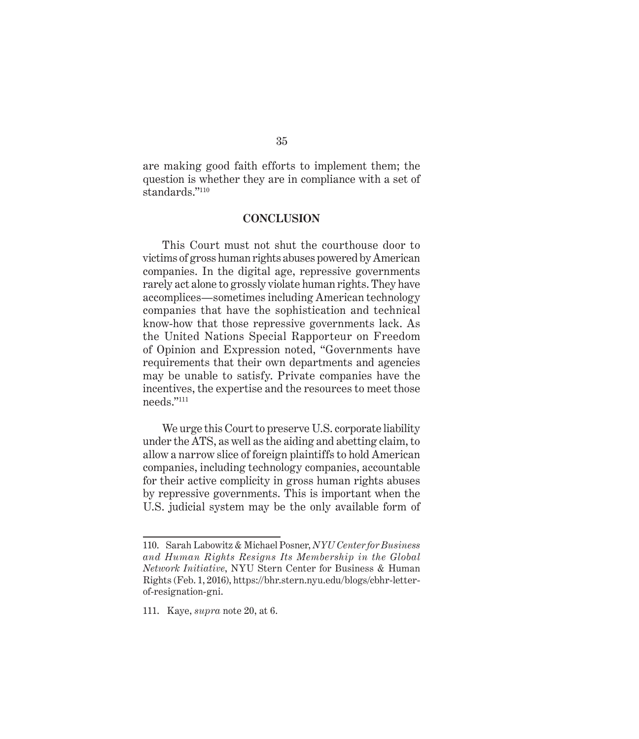are making good faith efforts to implement them; the question is whether they are in compliance with a set of standards."[110]

## CONCLUSION

This Court must not shut the courthouse door to victims of gross human rights abuses powered by American companies. In the digital age, repressive governments rarely act alone to grossly violate human rights. They have accomplices—sometimes including American technology companies that have the sophistication and technical know-how that those repressive governments lack. As the United Nations Special Rapporteur on Freedom of Opinion and Expression noted, "Governments have requirements that their own departments and agencies may be unable to satisfy. Private companies have the incentives, the expertise and the resources to meet those needs."[111]

We urge this Court to preserve U.S. corporate liability under the ATS, as well as the aiding and abetting claim, to allow a narrow slice of foreign plaintiffs to hold American companies, including technology companies, accountable for their active complicity in gross human rights abuses by repressive governments. This is important when the U.S. judicial system may be the only available form of

---

110. Sarah Labowitz & Michael Posner, *NYU Center for Business and Human Rights Resigns Its Membership in the Global Network Initiative*, NYU Stern Center for Business & Human Rights (Feb. 1, 2016), https://bhr.stern.nyu.edu/blogs/cbhr-letter-of-resignation-gni.

111. Kaye, *supra* note 20, at 6.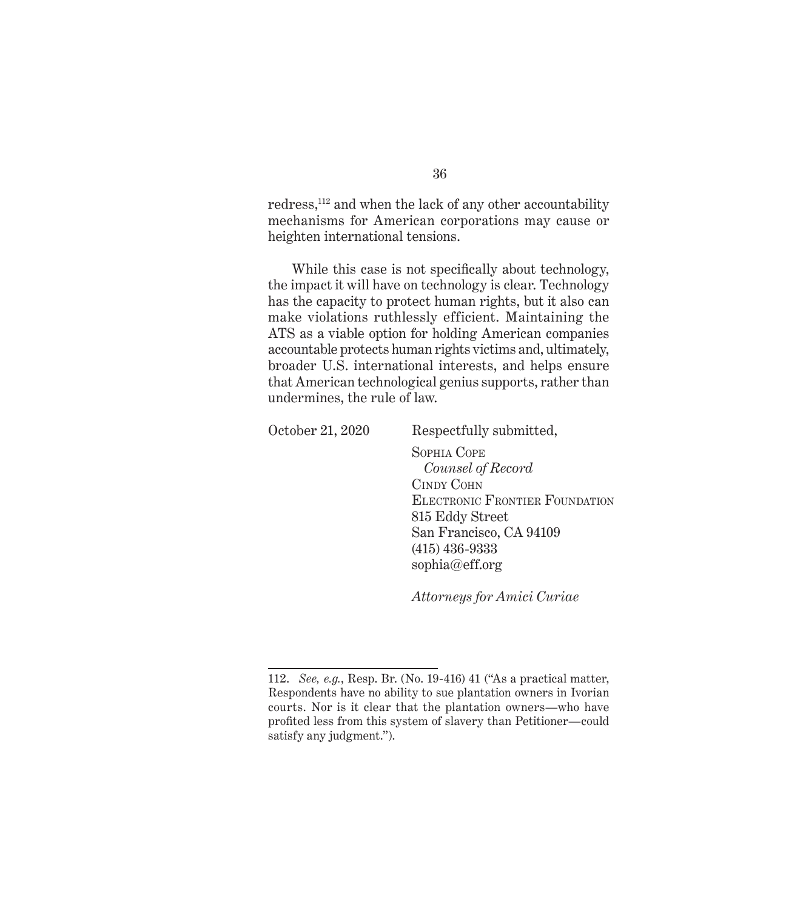redress,[112] and when the lack of any other accountability mechanisms for American corporations may cause or heighten international tensions.

While this case is not specifically about technology, the impact it will have on technology is clear. Technology has the capacity to protect human rights, but it also can make violations ruthlessly efficient. Maintaining the ATS as a viable option for holding American companies accountable protects human rights victims and, ultimately, broader U.S. international interests, and helps ensure that American technological genius supports, rather than undermines, the rule of law.

October 21, 2020

Respectfully submitted,

Sophia Cope
*Counsel of Record*
Cindy Cohn
Electronic Frontier Foundation
815 Eddy Street
San Francisco, CA 94109
(415) 436-9333
sophia@eff.org

*Attorneys for Amici Curiae*

---

112. *See, e.g.*, Resp. Br. (No. 19-416) 41 ("As a practical matter, Respondents have no ability to sue plantation owners in Ivorian courts. Nor is it clear that the plantation owners—who have profited less from this system of slavery than Petitioner—could satisfy any judgment.").